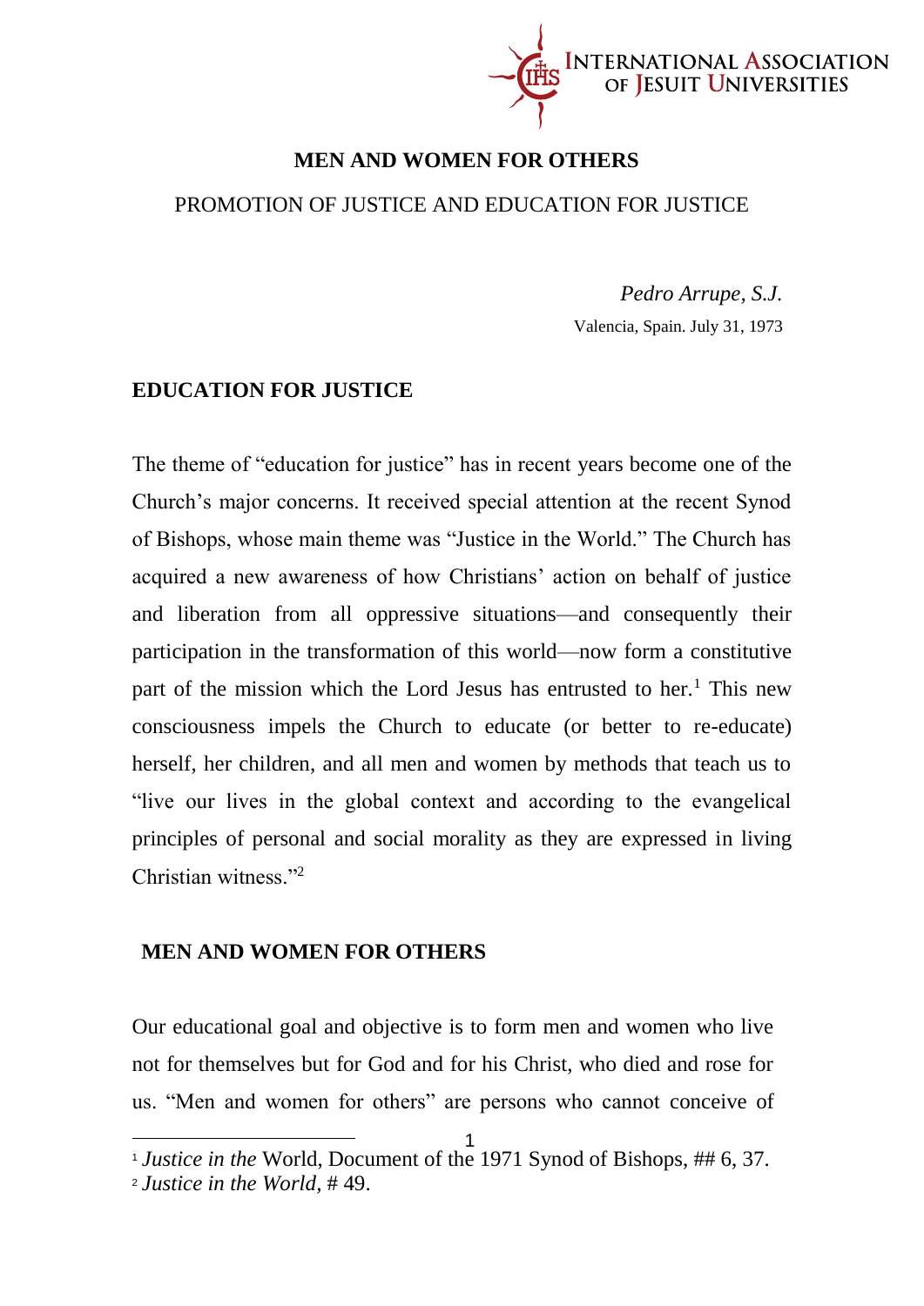**INTERNATIONAL ASSOCIATION OF JESUIT UNIVERSITIES**

# MEN AND WOMEN FOR OTHERS

PROMOTION OF JUSTICE AND EDUCATION FOR JUSTICE

*Pedro Arrupe, S.J.*

Valencia, Spain. July 31, 1973

## EDUCATION FOR JUSTICE

The theme of "education for justice" has in recent years become one of the Church's major concerns. It received special attention at the recent Synod of Bishops, whose main theme was "Justice in the World." The Church has acquired a new awareness of how Christians' action on behalf of justice and liberation from all oppressive situations—and consequently their participation in the transformation of this world—now form a constitutive part of the mission which the Lord Jesus has entrusted to her.[1] This new consciousness impels the Church to educate (or better to re-educate) herself, her children, and all men and women by methods that teach us to "live our lives in the global context and according to the evangelical principles of personal and social morality as they are expressed in living Christian witness."[2]

## MEN AND WOMEN FOR OTHERS

Our educational goal and objective is to form men and women who live not for themselves but for God and for his Christ, who died and rose for us. "Men and women for others" are persons who cannot conceive of

---

[1] *Justice in the* World, Document of the 1971 Synod of Bishops, ## 6, 37.

[2] *Justice in the World*, # 49.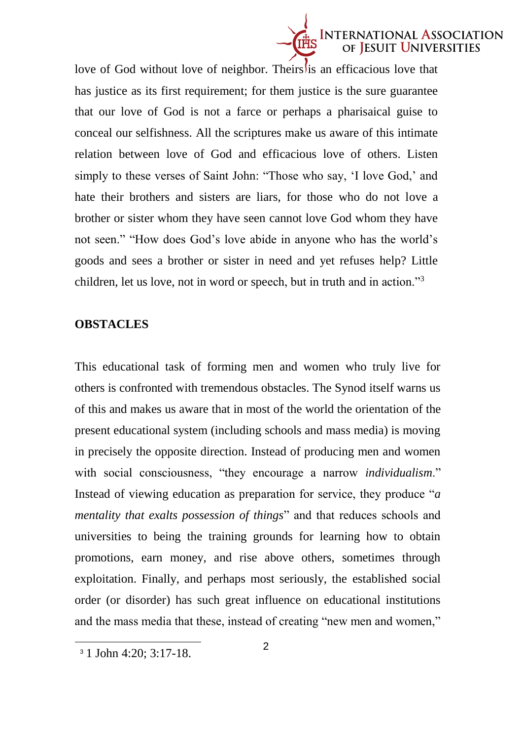love of God without love of neighbor. Theirs is an efficacious love that has justice as its first requirement; for them justice is the sure guarantee that our love of God is not a farce or perhaps a pharisaical guise to conceal our selfishness. All the scriptures make us aware of this intimate relation between love of God and efficacious love of others. Listen simply to these verses of Saint John: "Those who say, 'I love God,' and hate their brothers and sisters are liars, for those who do not love a brother or sister whom they have seen cannot love God whom they have not seen." "How does God's love abide in anyone who has the world's goods and sees a brother or sister in need and yet refuses help? Little children, let us love, not in word or speech, but in truth and in action."[3]

**OBSTACLES**

This educational task of forming men and women who truly live for others is confronted with tremendous obstacles. The Synod itself warns us of this and makes us aware that in most of the world the orientation of the present educational system (including schools and mass media) is moving in precisely the opposite direction. Instead of producing men and women with social consciousness, "they encourage a narrow *individualism*." Instead of viewing education as preparation for service, they produce "*a mentality that exalts possession of things*" and that reduces schools and universities to being the training grounds for learning how to obtain promotions, earn money, and rise above others, sometimes through exploitation. Finally, and perhaps most seriously, the established social order (or disorder) has such great influence on educational institutions and the mass media that these, instead of creating "new men and women,"

[3] 1 John 4:20; 3:17-18.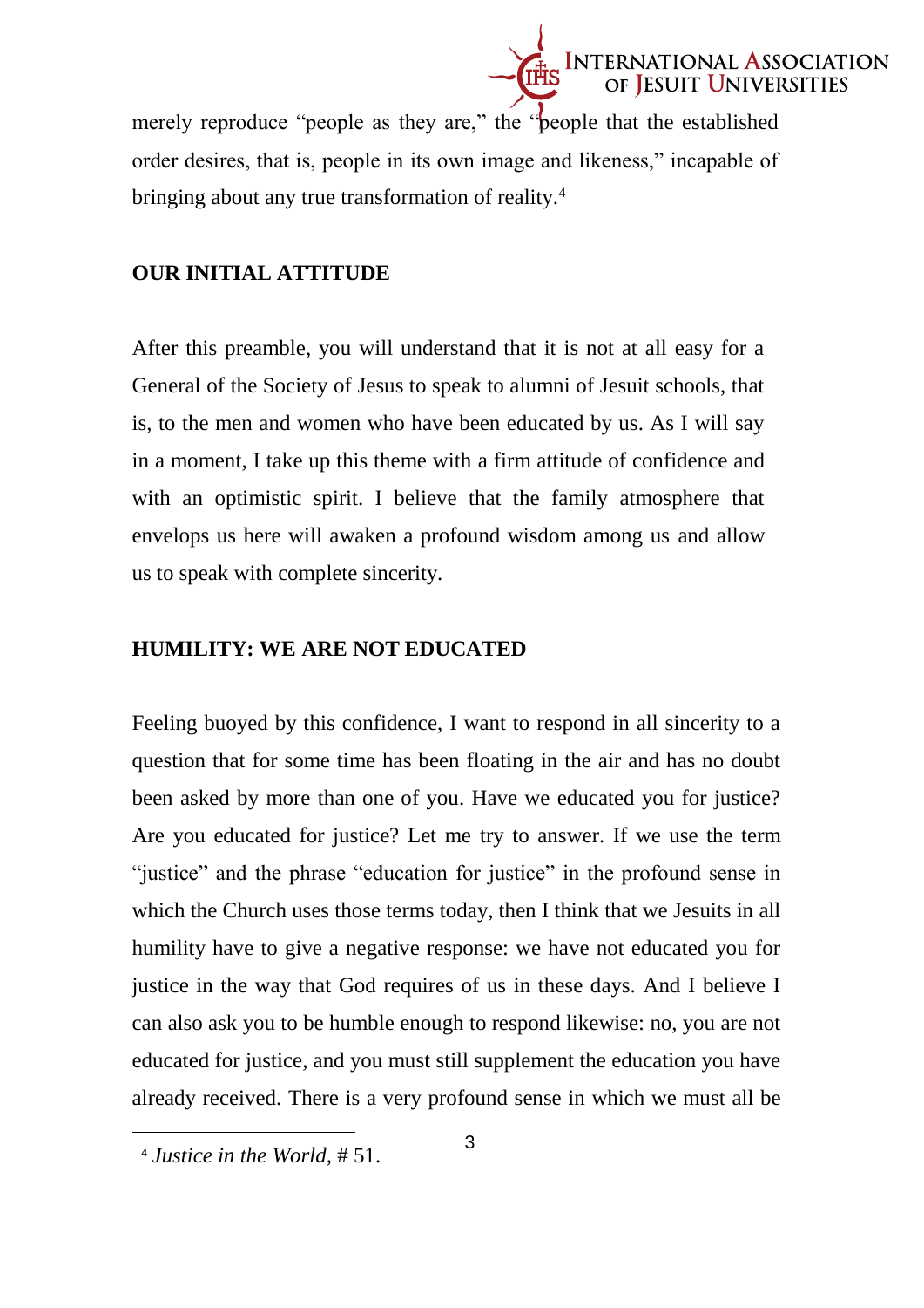merely reproduce "people as they are," the "people that the established order desires, that is, people in its own image and likeness," incapable of bringing about any true transformation of reality.[4]

## OUR INITIAL ATTITUDE

After this preamble, you will understand that it is not at all easy for a General of the Society of Jesus to speak to alumni of Jesuit schools, that is, to the men and women who have been educated by us. As I will say in a moment, I take up this theme with a firm attitude of confidence and with an optimistic spirit. I believe that the family atmosphere that envelops us here will awaken a profound wisdom among us and allow us to speak with complete sincerity.

## HUMILITY: WE ARE NOT EDUCATED

Feeling buoyed by this confidence, I want to respond in all sincerity to a question that for some time has been floating in the air and has no doubt been asked by more than one of you. Have we educated you for justice? Are you educated for justice? Let me try to answer. If we use the term "justice" and the phrase "education for justice" in the profound sense in which the Church uses those terms today, then I think that we Jesuits in all humility have to give a negative response: we have not educated you for justice in the way that God requires of us in these days. And I believe I can also ask you to be humble enough to respond likewise: no, you are not educated for justice, and you must still supplement the education you have already received. There is a very profound sense in which we must all be

[4] *Justice in the World*, # 51.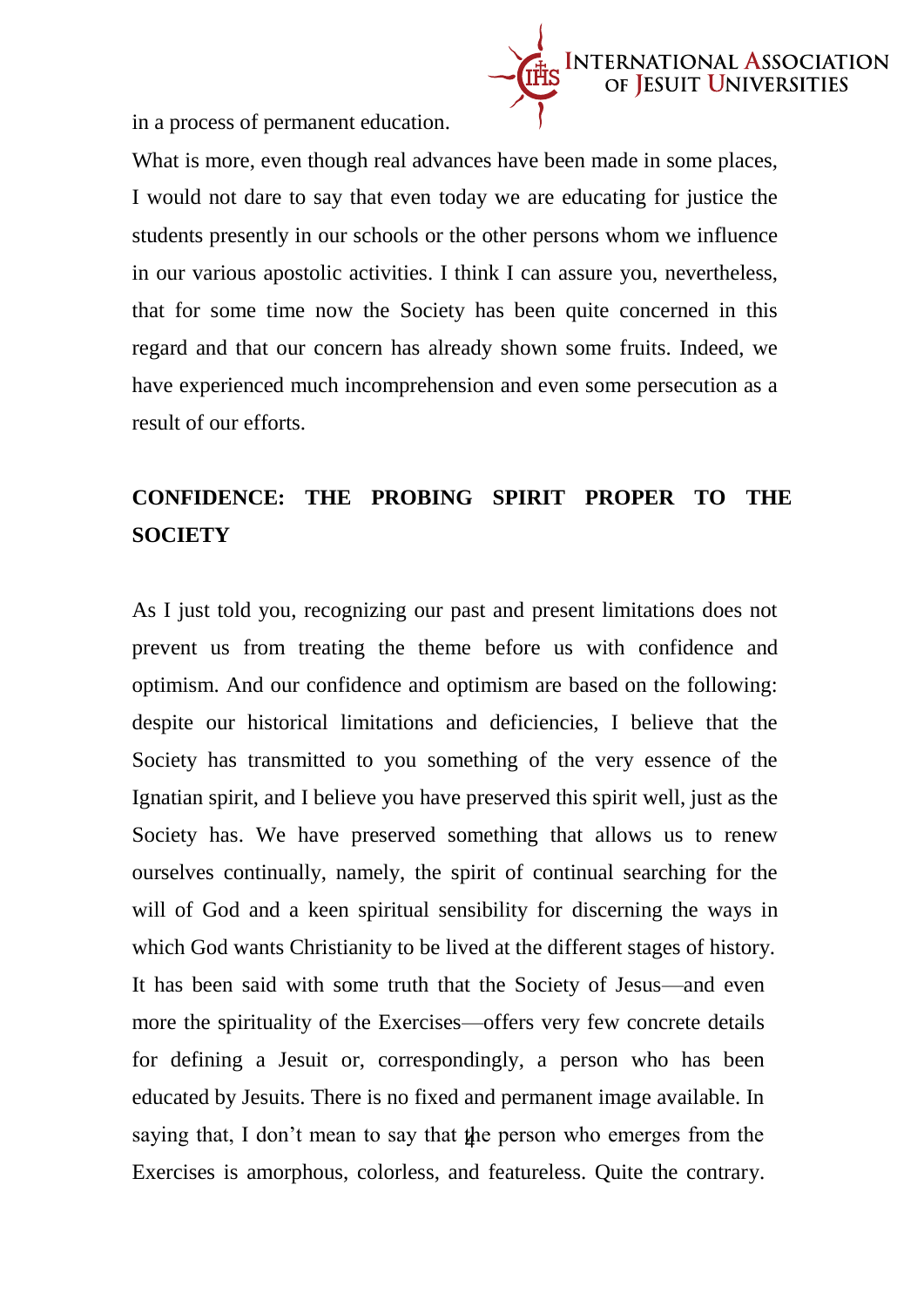in a process of permanent education.

What is more, even though real advances have been made in some places, I would not dare to say that even today we are educating for justice the students presently in our schools or the other persons whom we influence in our various apostolic activities. I think I can assure you, nevertheless, that for some time now the Society has been quite concerned in this regard and that our concern has already shown some fruits. Indeed, we have experienced much incomprehension and even some persecution as a result of our efforts.

## CONFIDENCE: THE PROBING SPIRIT PROPER TO THE SOCIETY

As I just told you, recognizing our past and present limitations does not prevent us from treating the theme before us with confidence and optimism. And our confidence and optimism are based on the following: despite our historical limitations and deficiencies, I believe that the Society has transmitted to you something of the very essence of the Ignatian spirit, and I believe you have preserved this spirit well, just as the Society has. We have preserved something that allows us to renew ourselves continually, namely, the spirit of continual searching for the will of God and a keen spiritual sensibility for discerning the ways in which God wants Christianity to be lived at the different stages of history. It has been said with some truth that the Society of Jesus—and even more the spirituality of the Exercises—offers very few concrete details for defining a Jesuit or, correspondingly, a person who has been educated by Jesuits. There is no fixed and permanent image available. In saying that, I don't mean to say that the person who emerges from the Exercises is amorphous, colorless, and featureless. Quite the contrary.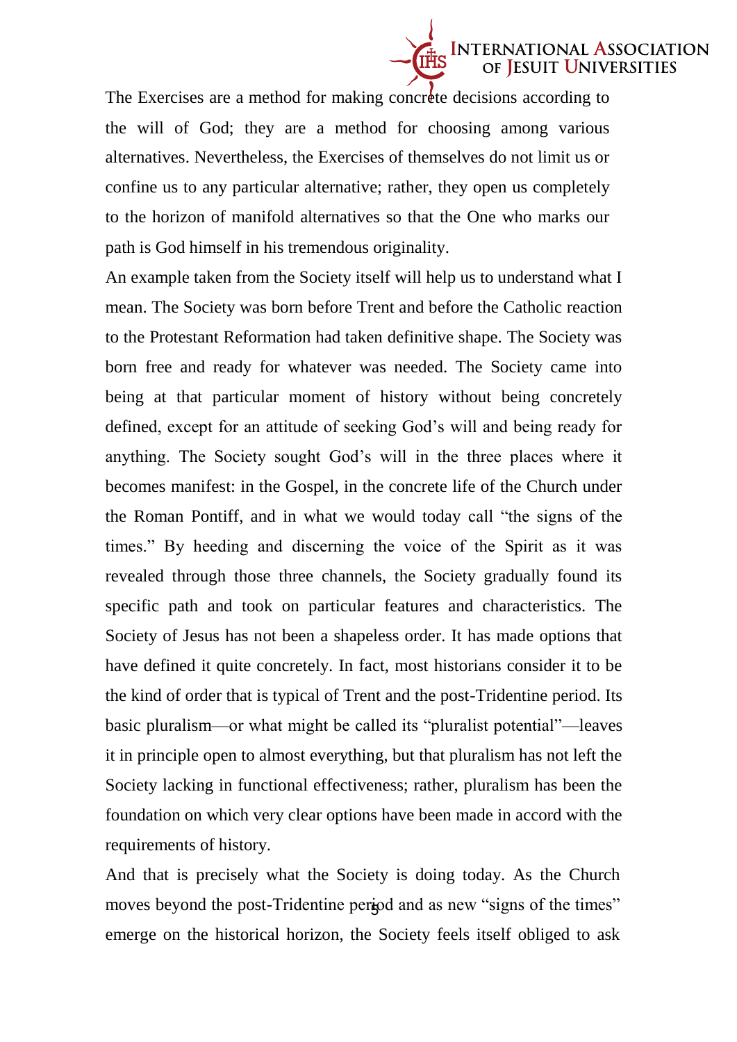The Exercises are a method for making concrete decisions according to the will of God; they are a method for choosing among various alternatives. Nevertheless, the Exercises of themselves do not limit us or confine us to any particular alternative; rather, they open us completely to the horizon of manifold alternatives so that the One who marks our path is God himself in his tremendous originality.

An example taken from the Society itself will help us to understand what I mean. The Society was born before Trent and before the Catholic reaction to the Protestant Reformation had taken definitive shape. The Society was born free and ready for whatever was needed. The Society came into being at that particular moment of history without being concretely defined, except for an attitude of seeking God's will and being ready for anything. The Society sought God's will in the three places where it becomes manifest: in the Gospel, in the concrete life of the Church under the Roman Pontiff, and in what we would today call "the signs of the times." By heeding and discerning the voice of the Spirit as it was revealed through those three channels, the Society gradually found its specific path and took on particular features and characteristics. The Society of Jesus has not been a shapeless order. It has made options that have defined it quite concretely. In fact, most historians consider it to be the kind of order that is typical of Trent and the post-Tridentine period. Its basic pluralism—or what might be called its "pluralist potential"—leaves it in principle open to almost everything, but that pluralism has not left the Society lacking in functional effectiveness; rather, pluralism has been the foundation on which very clear options have been made in accord with the requirements of history.

And that is precisely what the Society is doing today. As the Church moves beyond the post-Tridentine period and as new "signs of the times" emerge on the historical horizon, the Society feels itself obliged to ask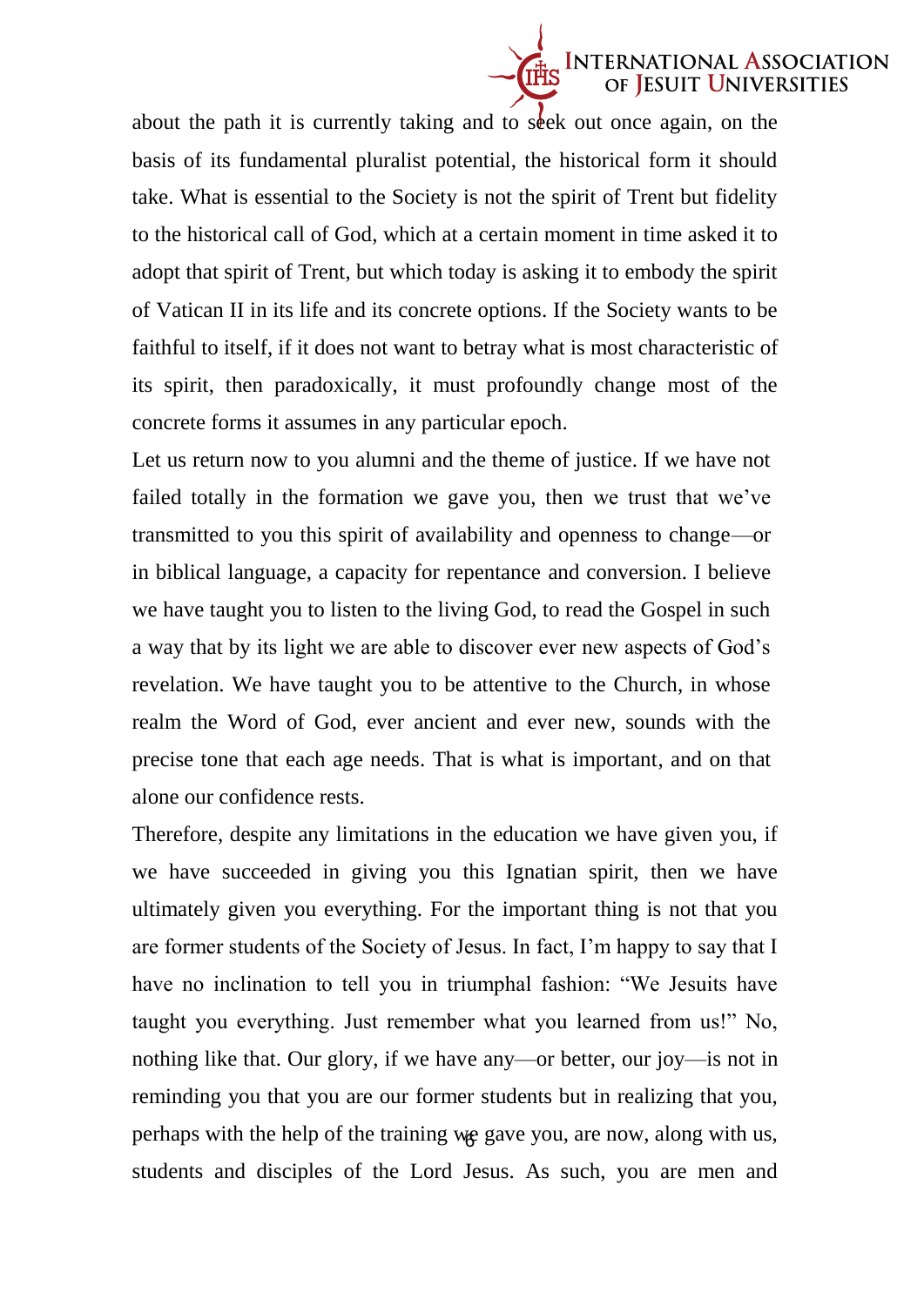about the path it is currently taking and to seek out once again, on the basis of its fundamental pluralist potential, the historical form it should take. What is essential to the Society is not the spirit of Trent but fidelity to the historical call of God, which at a certain moment in time asked it to adopt that spirit of Trent, but which today is asking it to embody the spirit of Vatican II in its life and its concrete options. If the Society wants to be faithful to itself, if it does not want to betray what is most characteristic of its spirit, then paradoxically, it must profoundly change most of the concrete forms it assumes in any particular epoch.

Let us return now to you alumni and the theme of justice. If we have not failed totally in the formation we gave you, then we trust that we've transmitted to you this spirit of availability and openness to change—or in biblical language, a capacity for repentance and conversion. I believe we have taught you to listen to the living God, to read the Gospel in such a way that by its light we are able to discover ever new aspects of God's revelation. We have taught you to be attentive to the Church, in whose realm the Word of God, ever ancient and ever new, sounds with the precise tone that each age needs. That is what is important, and on that alone our confidence rests.

Therefore, despite any limitations in the education we have given you, if we have succeeded in giving you this Ignatian spirit, then we have ultimately given you everything. For the important thing is not that you are former students of the Society of Jesus. In fact, I'm happy to say that I have no inclination to tell you in triumphal fashion: "We Jesuits have taught you everything. Just remember what you learned from us!" No, nothing like that. Our glory, if we have any—or better, our joy—is not in reminding you that you are our former students but in realizing that you, perhaps with the help of the training we gave you, are now, along with us, students and disciples of the Lord Jesus. As such, you are men and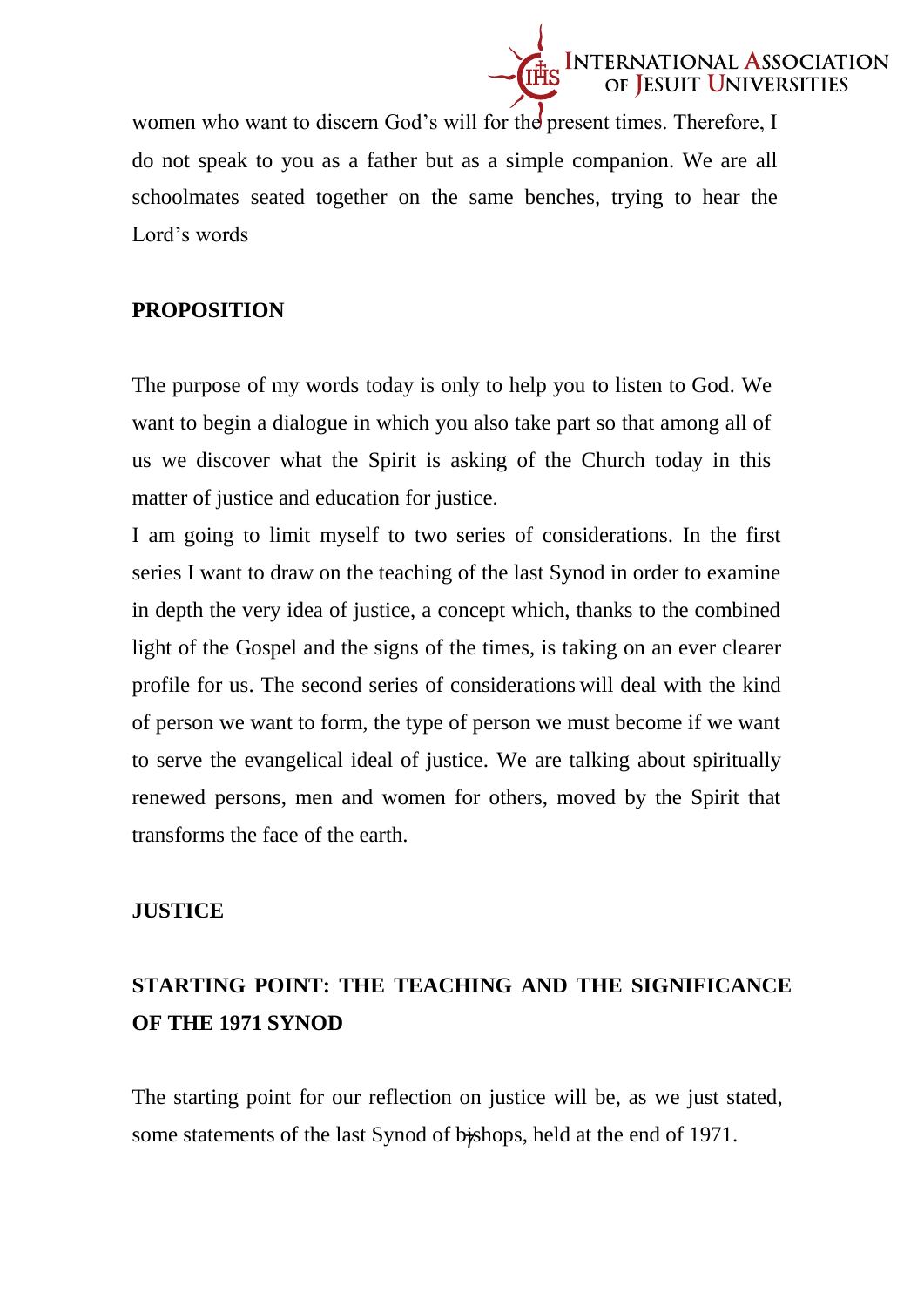women who want to discern God's will for the present times. Therefore, I do not speak to you as a father but as a simple companion. We are all schoolmates seated together on the same benches, trying to hear the Lord's words

## PROPOSITION

The purpose of my words today is only to help you to listen to God. We want to begin a dialogue in which you also take part so that among all of us we discover what the Spirit is asking of the Church today in this matter of justice and education for justice.

I am going to limit myself to two series of considerations. In the first series I want to draw on the teaching of the last Synod in order to examine in depth the very idea of justice, a concept which, thanks to the combined light of the Gospel and the signs of the times, is taking on an ever clearer profile for us. The second series of considerations will deal with the kind of person we want to form, the type of person we must become if we want to serve the evangelical ideal of justice. We are talking about spiritually renewed persons, men and women for others, moved by the Spirit that transforms the face of the earth.

## JUSTICE

### STARTING POINT: THE TEACHING AND THE SIGNIFICANCE OF THE 1971 SYNOD

The starting point for our reflection on justice will be, as we just stated, some statements of the last Synod of bishops, held at the end of 1971.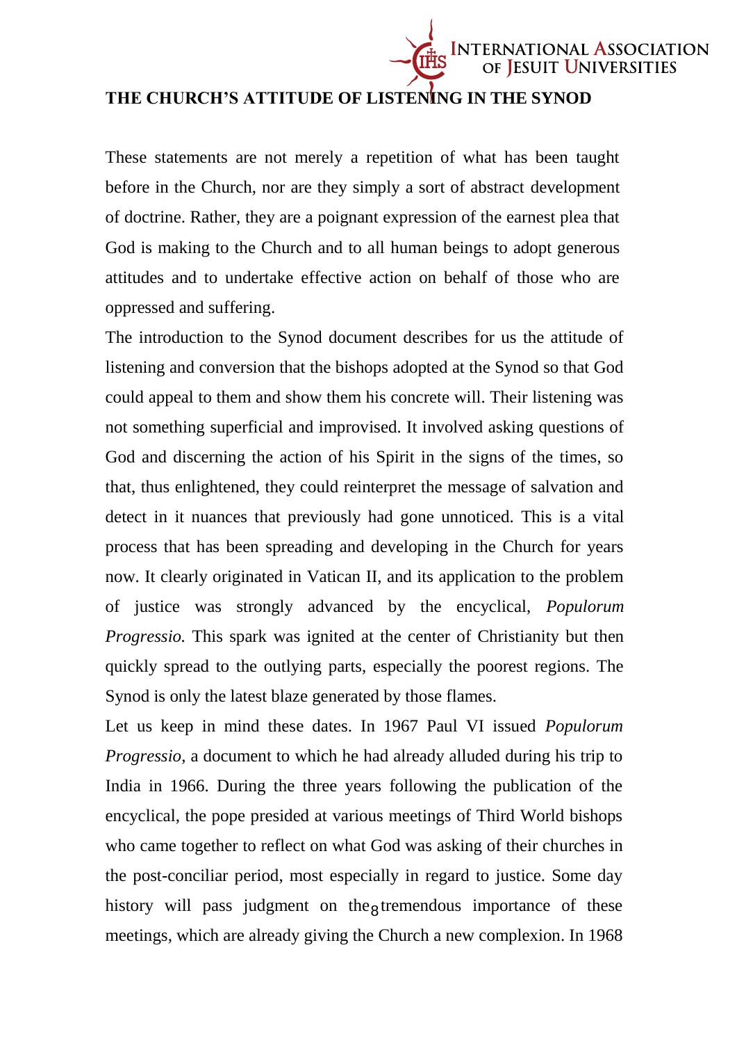## THE CHURCH'S ATTITUDE OF LISTENING IN THE SYNOD

These statements are not merely a repetition of what has been taught before in the Church, nor are they simply a sort of abstract development of doctrine. Rather, they are a poignant expression of the earnest plea that God is making to the Church and to all human beings to adopt generous attitudes and to undertake effective action on behalf of those who are oppressed and suffering.

The introduction to the Synod document describes for us the attitude of listening and conversion that the bishops adopted at the Synod so that God could appeal to them and show them his concrete will. Their listening was not something superficial and improvised. It involved asking questions of God and discerning the action of his Spirit in the signs of the times, so that, thus enlightened, they could reinterpret the message of salvation and detect in it nuances that previously had gone unnoticed. This is a vital process that has been spreading and developing in the Church for years now. It clearly originated in Vatican II, and its application to the problem of justice was strongly advanced by the encyclical, *Populorum Progressio.* This spark was ignited at the center of Christianity but then quickly spread to the outlying parts, especially the poorest regions. The Synod is only the latest blaze generated by those flames.

Let us keep in mind these dates. In 1967 Paul VI issued *Populorum Progressio,* a document to which he had already alluded during his trip to India in 1966. During the three years following the publication of the encyclical, the pope presided at various meetings of Third World bishops who came together to reflect on what God was asking of their churches in the post-conciliar period, most especially in regard to justice. Some day history will pass judgment on the tremendous importance of these meetings, which are already giving the Church a new complexion. In 1968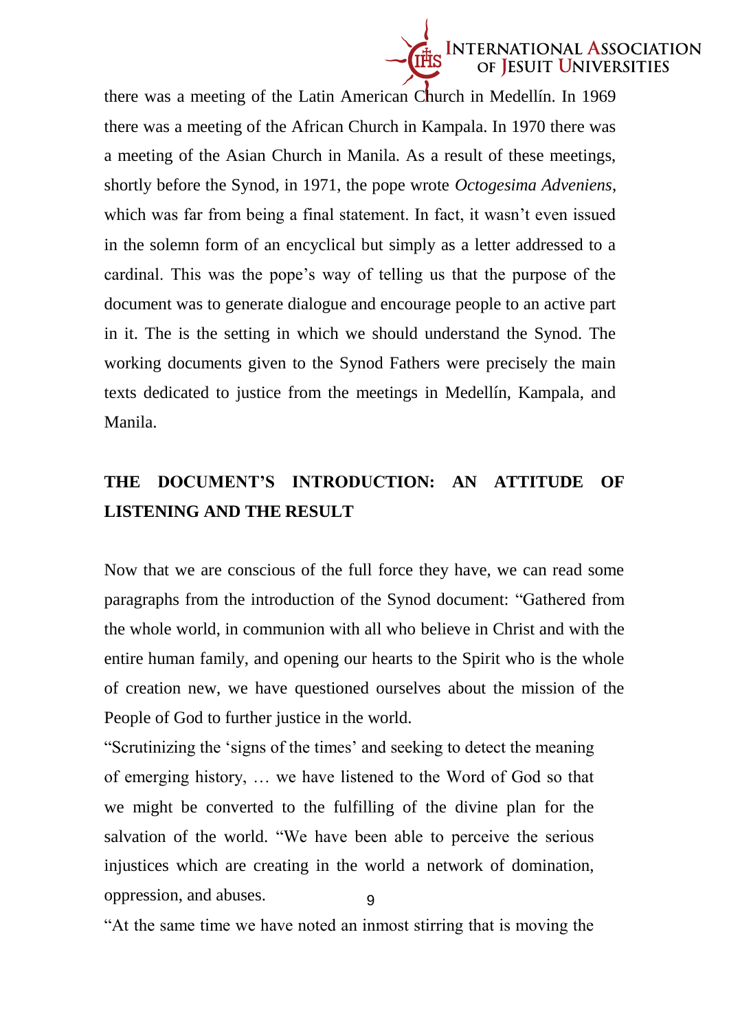there was a meeting of the Latin American Church in Medellín. In 1969 there was a meeting of the African Church in Kampala. In 1970 there was a meeting of the Asian Church in Manila. As a result of these meetings, shortly before the Synod, in 1971, the pope wrote *Octogesima Adveniens*, which was far from being a final statement. In fact, it wasn't even issued in the solemn form of an encyclical but simply as a letter addressed to a cardinal. This was the pope's way of telling us that the purpose of the document was to generate dialogue and encourage people to an active part in it. The is the setting in which we should understand the Synod. The working documents given to the Synod Fathers were precisely the main texts dedicated to justice from the meetings in Medellín, Kampala, and Manila.

## THE DOCUMENT'S INTRODUCTION: AN ATTITUDE OF LISTENING AND THE RESULT

Now that we are conscious of the full force they have, we can read some paragraphs from the introduction of the Synod document: "Gathered from the whole world, in communion with all who believe in Christ and with the entire human family, and opening our hearts to the Spirit who is the whole of creation new, we have questioned ourselves about the mission of the People of God to further justice in the world.

"Scrutinizing the 'signs of the times' and seeking to detect the meaning of emerging history, … we have listened to the Word of God so that we might be converted to the fulfilling of the divine plan for the salvation of the world. "We have been able to perceive the serious injustices which are creating in the world a network of domination, oppression, and abuses.

"At the same time we have noted an inmost stirring that is moving the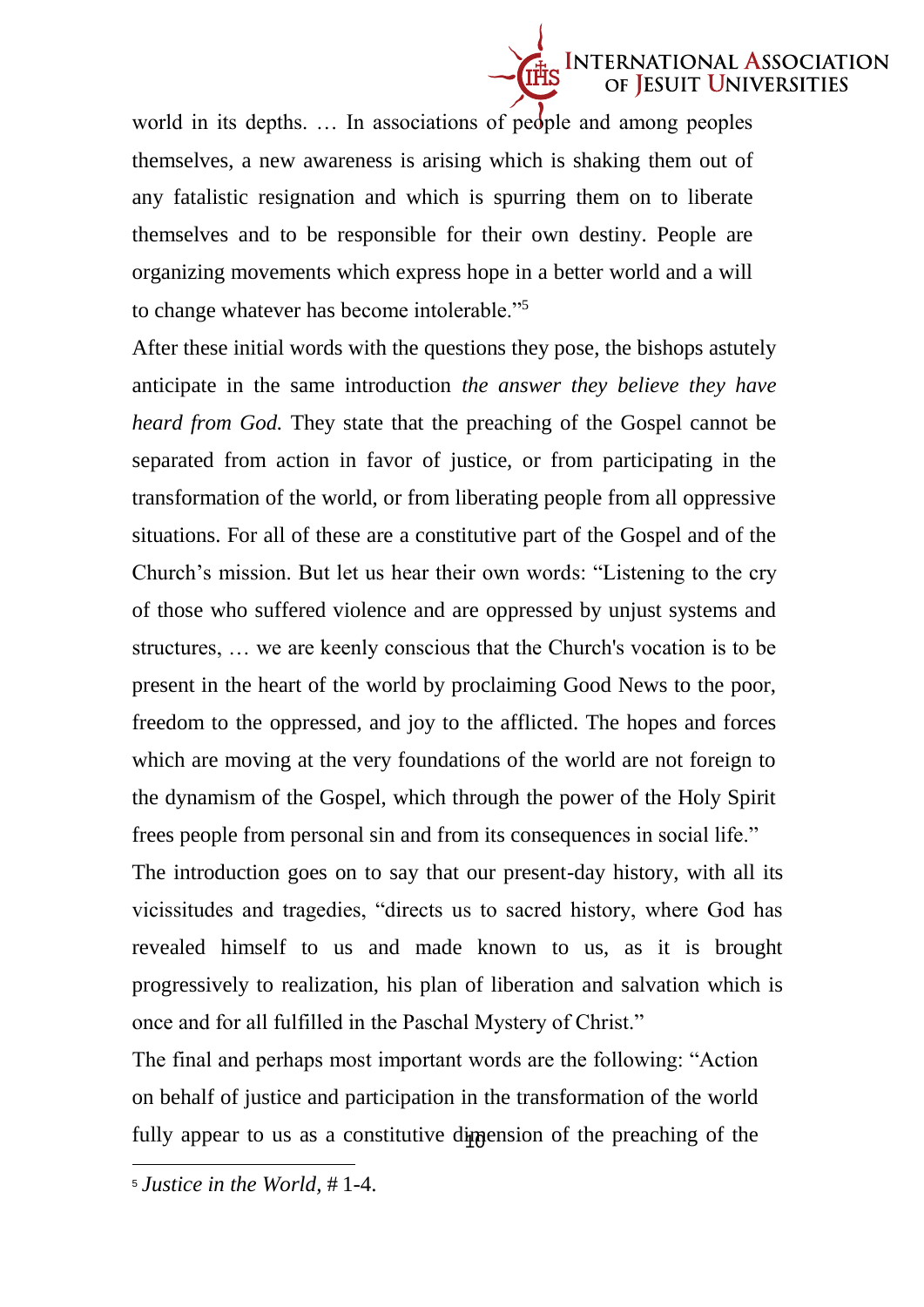world in its depths. … In associations of people and among peoples themselves, a new awareness is arising which is shaking them out of any fatalistic resignation and which is spurring them on to liberate themselves and to be responsible for their own destiny. People are organizing movements which express hope in a better world and a will to change whatever has become intolerable."[5]

After these initial words with the questions they pose, the bishops astutely anticipate in the same introduction *the answer they believe they have heard from God.* They state that the preaching of the Gospel cannot be separated from action in favor of justice, or from participating in the transformation of the world, or from liberating people from all oppressive situations. For all of these are a constitutive part of the Gospel and of the Church's mission. But let us hear their own words: "Listening to the cry of those who suffered violence and are oppressed by unjust systems and structures, … we are keenly conscious that the Church's vocation is to be present in the heart of the world by proclaiming Good News to the poor, freedom to the oppressed, and joy to the afflicted. The hopes and forces which are moving at the very foundations of the world are not foreign to the dynamism of the Gospel, which through the power of the Holy Spirit frees people from personal sin and from its consequences in social life."

The introduction goes on to say that our present-day history, with all its vicissitudes and tragedies, "directs us to sacred history, where God has revealed himself to us and made known to us, as it is brought progressively to realization, his plan of liberation and salvation which is once and for all fulfilled in the Paschal Mystery of Christ."

The final and perhaps most important words are the following: "Action on behalf of justice and participation in the transformation of the world fully appear to us as a constitutive dimension of the preaching of the

---

[5] *Justice in the World*, # 1-4.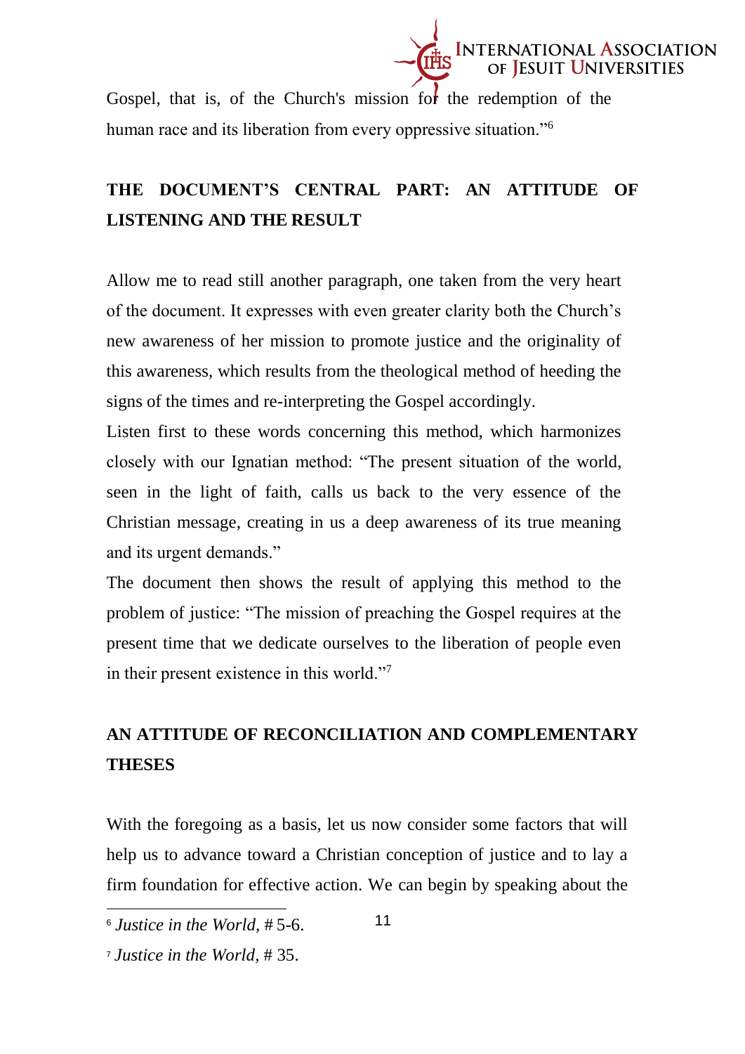Gospel, that is, of the Church's mission for the redemption of the human race and its liberation from every oppressive situation."[6]

## THE DOCUMENT'S CENTRAL PART: AN ATTITUDE OF LISTENING AND THE RESULT

Allow me to read still another paragraph, one taken from the very heart of the document. It expresses with even greater clarity both the Church's new awareness of her mission to promote justice and the originality of this awareness, which results from the theological method of heeding the signs of the times and re-interpreting the Gospel accordingly.

Listen first to these words concerning this method, which harmonizes closely with our Ignatian method: "The present situation of the world, seen in the light of faith, calls us back to the very essence of the Christian message, creating in us a deep awareness of its true meaning and its urgent demands."

The document then shows the result of applying this method to the problem of justice: "The mission of preaching the Gospel requires at the present time that we dedicate ourselves to the liberation of people even in their present existence in this world."[7]

## AN ATTITUDE OF RECONCILIATION AND COMPLEMENTARY THESES

With the foregoing as a basis, let us now consider some factors that will help us to advance toward a Christian conception of justice and to lay a firm foundation for effective action. We can begin by speaking about the

---

[6] *Justice in the World*, # 5-6.

[7] *Justice in the World*, # 35.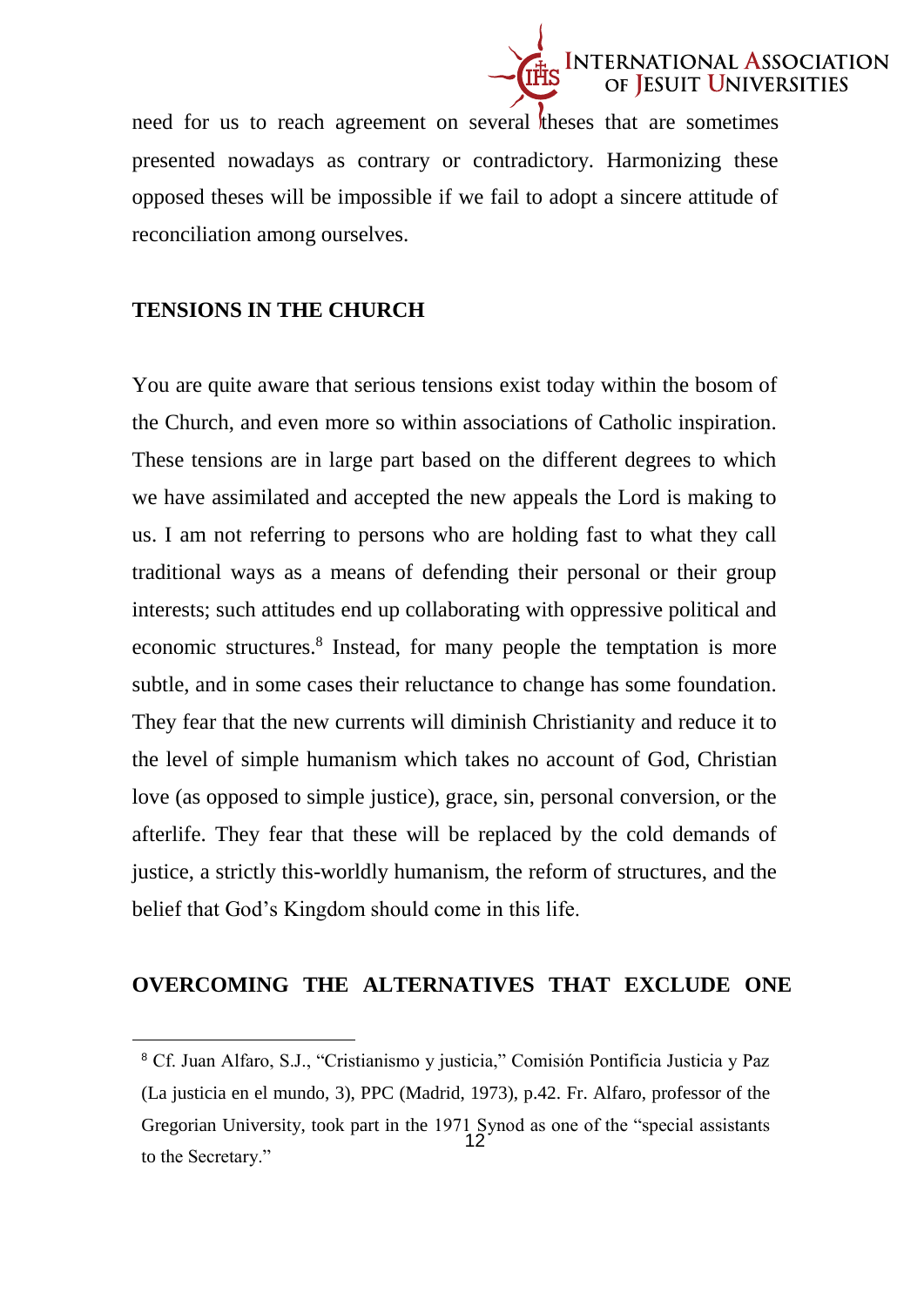need for us to reach agreement on several theses that are sometimes presented nowadays as contrary or contradictory. Harmonizing these opposed theses will be impossible if we fail to adopt a sincere attitude of reconciliation among ourselves.

## TENSIONS IN THE CHURCH

You are quite aware that serious tensions exist today within the bosom of the Church, and even more so within associations of Catholic inspiration. These tensions are in large part based on the different degrees to which we have assimilated and accepted the new appeals the Lord is making to us. I am not referring to persons who are holding fast to what they call traditional ways as a means of defending their personal or their group interests; such attitudes end up collaborating with oppressive political and economic structures.[8] Instead, for many people the temptation is more subtle, and in some cases their reluctance to change has some foundation. They fear that the new currents will diminish Christianity and reduce it to the level of simple humanism which takes no account of God, Christian love (as opposed to simple justice), grace, sin, personal conversion, or the afterlife. They fear that these will be replaced by the cold demands of justice, a strictly this-worldly humanism, the reform of structures, and the belief that God's Kingdom should come in this life.

## OVERCOMING THE ALTERNATIVES THAT EXCLUDE ONE

[8] Cf. Juan Alfaro, S.J., "Cristianismo y justicia," Comisión Pontificia Justicia y Paz (La justicia en el mundo, 3), PPC (Madrid, 1973), p.42. Fr. Alfaro, professor of the Gregorian University, took part in the 1971 Synod as one of the "special assistants to the Secretary."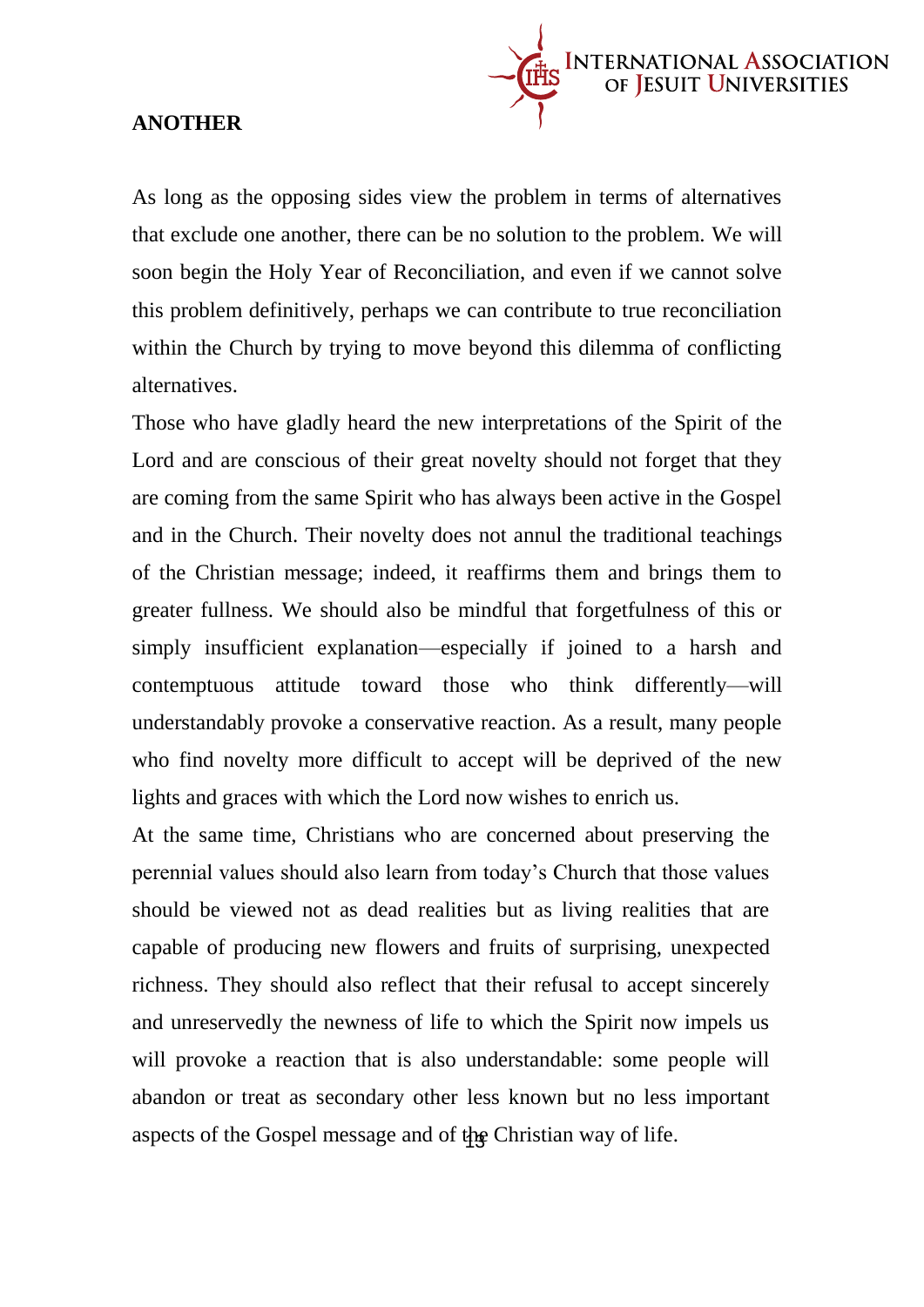**ANOTHER**

As long as the opposing sides view the problem in terms of alternatives that exclude one another, there can be no solution to the problem. We will soon begin the Holy Year of Reconciliation, and even if we cannot solve this problem definitively, perhaps we can contribute to true reconciliation within the Church by trying to move beyond this dilemma of conflicting alternatives.

Those who have gladly heard the new interpretations of the Spirit of the Lord and are conscious of their great novelty should not forget that they are coming from the same Spirit who has always been active in the Gospel and in the Church. Their novelty does not annul the traditional teachings of the Christian message; indeed, it reaffirms them and brings them to greater fullness. We should also be mindful that forgetfulness of this or simply insufficient explanation—especially if joined to a harsh and contemptuous attitude toward those who think differently—will understandably provoke a conservative reaction. As a result, many people who find novelty more difficult to accept will be deprived of the new lights and graces with which the Lord now wishes to enrich us.

At the same time, Christians who are concerned about preserving the perennial values should also learn from today's Church that those values should be viewed not as dead realities but as living realities that are capable of producing new flowers and fruits of surprising, unexpected richness. They should also reflect that their refusal to accept sincerely and unreservedly the newness of life to which the Spirit now impels us will provoke a reaction that is also understandable: some people will abandon or treat as secondary other less known but no less important aspects of the Gospel message and of the Christian way of life.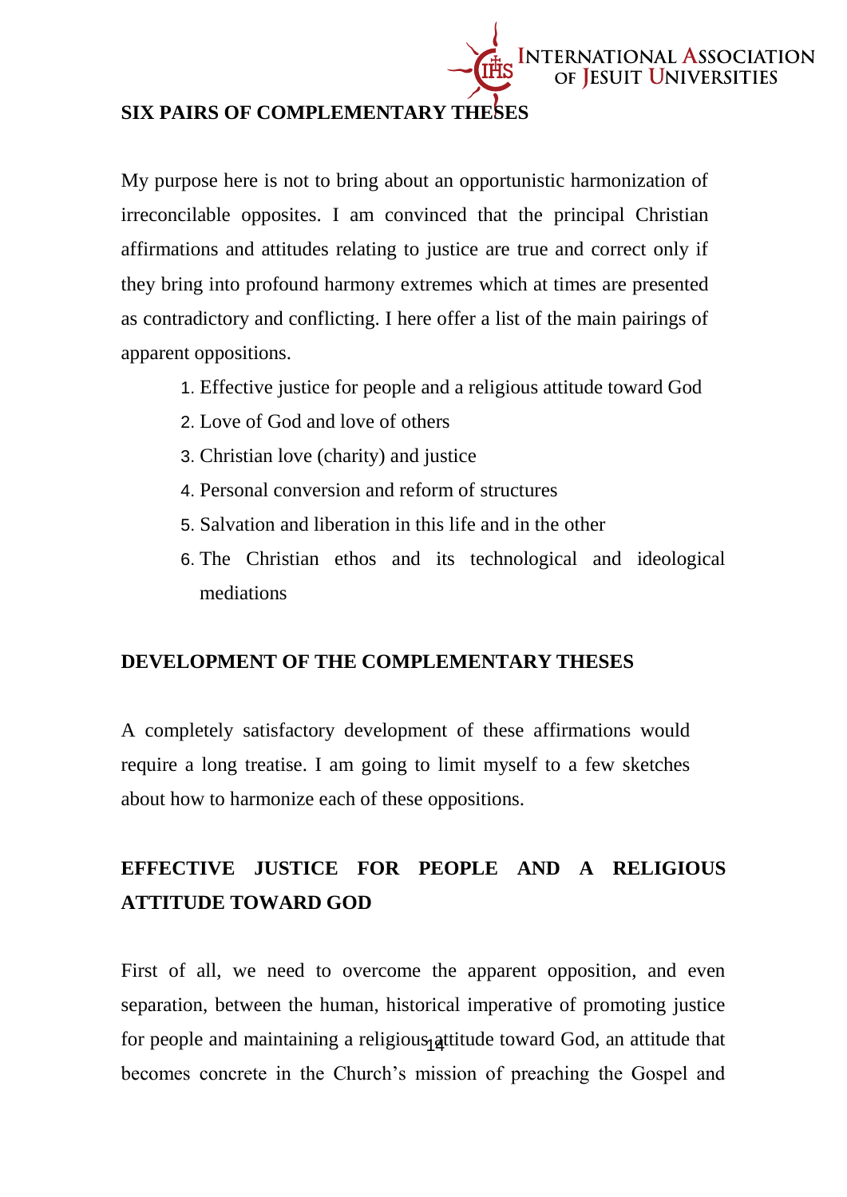## SIX PAIRS OF COMPLEMENTARY THESES

My purpose here is not to bring about an opportunistic harmonization of irreconcilable opposites. I am convinced that the principal Christian affirmations and attitudes relating to justice are true and correct only if they bring into profound harmony extremes which at times are presented as contradictory and conflicting. I here offer a list of the main pairings of apparent oppositions.

1. Effective justice for people and a religious attitude toward God
2. Love of God and love of others
3. Christian love (charity) and justice
4. Personal conversion and reform of structures
5. Salvation and liberation in this life and in the other
6. The Christian ethos and its technological and ideological mediations

## DEVELOPMENT OF THE COMPLEMENTARY THESES

A completely satisfactory development of these affirmations would require a long treatise. I am going to limit myself to a few sketches about how to harmonize each of these oppositions.

## EFFECTIVE JUSTICE FOR PEOPLE AND A RELIGIOUS ATTITUDE TOWARD GOD

First of all, we need to overcome the apparent opposition, and even separation, between the human, historical imperative of promoting justice for people and maintaining a religious attitude toward God, an attitude that becomes concrete in the Church's mission of preaching the Gospel and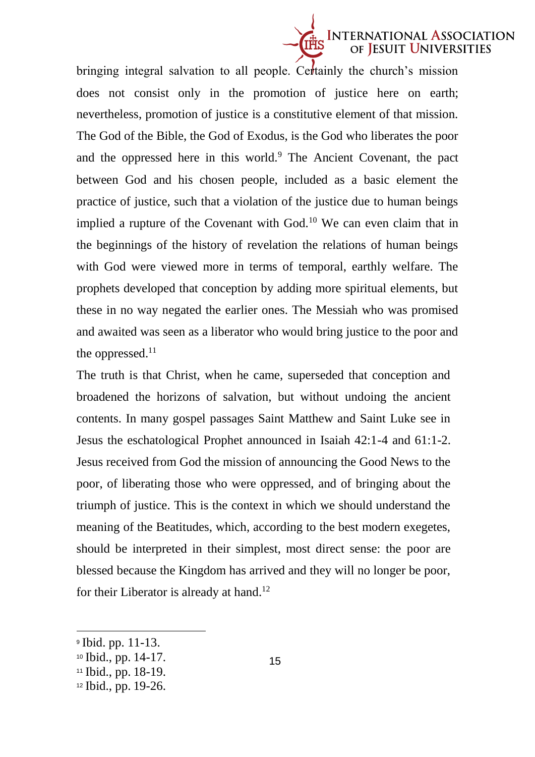bringing integral salvation to all people. Certainly the church's mission does not consist only in the promotion of justice here on earth; nevertheless, promotion of justice is a constitutive element of that mission. The God of the Bible, the God of Exodus, is the God who liberates the poor and the oppressed here in this world.[9] The Ancient Covenant, the pact between God and his chosen people, included as a basic element the practice of justice, such that a violation of the justice due to human beings implied a rupture of the Covenant with God.[10] We can even claim that in the beginnings of the history of revelation the relations of human beings with God were viewed more in terms of temporal, earthly welfare. The prophets developed that conception by adding more spiritual elements, but these in no way negated the earlier ones. The Messiah who was promised and awaited was seen as a liberator who would bring justice to the poor and the oppressed.[11]

The truth is that Christ, when he came, superseded that conception and broadened the horizons of salvation, but without undoing the ancient contents. In many gospel passages Saint Matthew and Saint Luke see in Jesus the eschatological Prophet announced in Isaiah 42:1-4 and 61:1-2. Jesus received from God the mission of announcing the Good News to the poor, of liberating those who were oppressed, and of bringing about the triumph of justice. This is the context in which we should understand the meaning of the Beatitudes, which, according to the best modern exegetes, should be interpreted in their simplest, most direct sense: the poor are blessed because the Kingdom has arrived and they will no longer be poor, for their Liberator is already at hand.[12]

---

[9] Ibid. pp. 11-13.

[10] Ibid., pp. 14-17.

[11] Ibid., pp. 18-19.

[12] Ibid., pp. 19-26.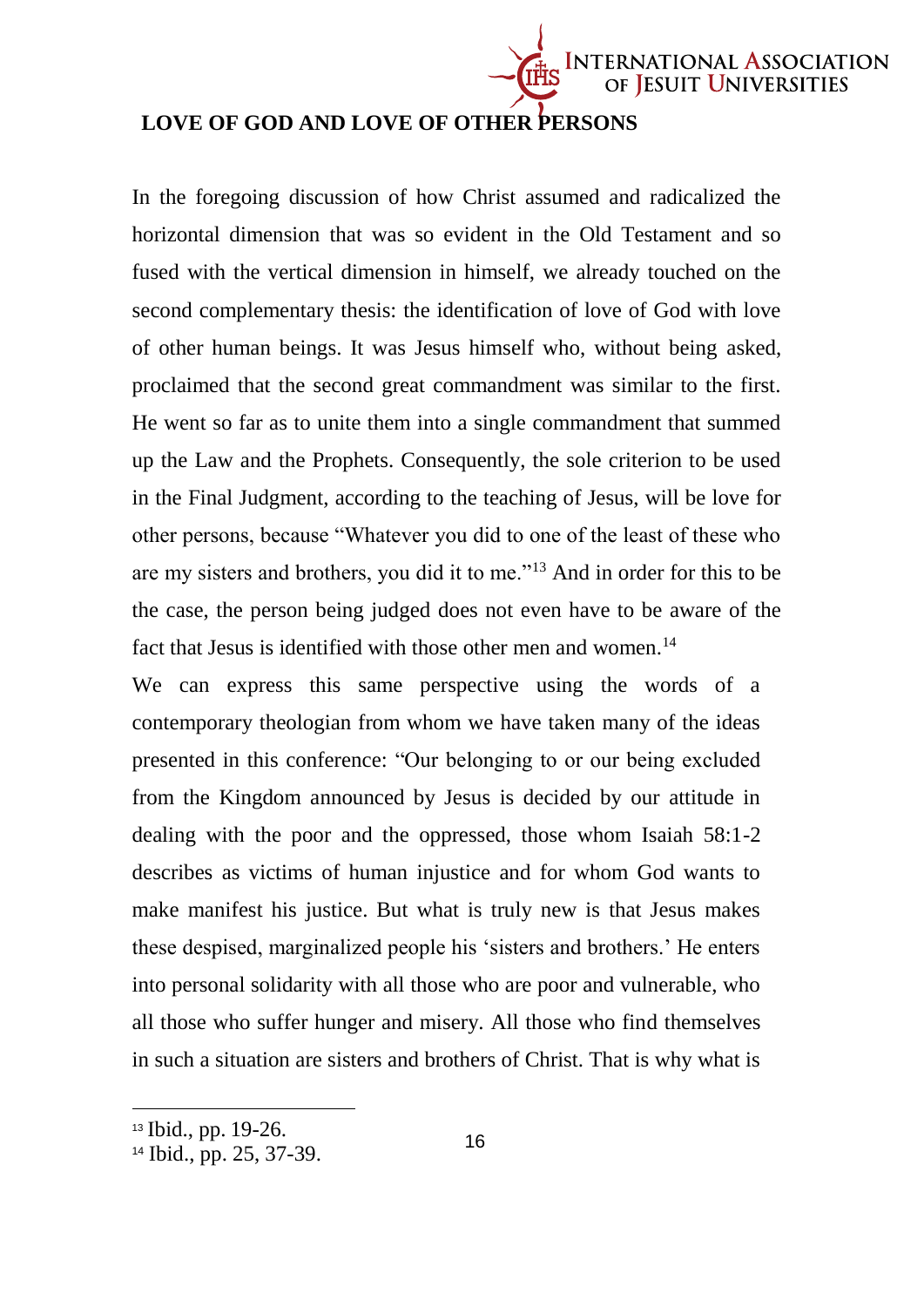## LOVE OF GOD AND LOVE OF OTHER PERSONS

In the foregoing discussion of how Christ assumed and radicalized the horizontal dimension that was so evident in the Old Testament and so fused with the vertical dimension in himself, we already touched on the second complementary thesis: the identification of love of God with love of other human beings. It was Jesus himself who, without being asked, proclaimed that the second great commandment was similar to the first. He went so far as to unite them into a single commandment that summed up the Law and the Prophets. Consequently, the sole criterion to be used in the Final Judgment, according to the teaching of Jesus, will be love for other persons, because "Whatever you did to one of the least of these who are my sisters and brothers, you did it to me."[13] And in order for this to be the case, the person being judged does not even have to be aware of the fact that Jesus is identified with those other men and women.[14]

We can express this same perspective using the words of a contemporary theologian from whom we have taken many of the ideas presented in this conference: "Our belonging to or our being excluded from the Kingdom announced by Jesus is decided by our attitude in dealing with the poor and the oppressed, those whom Isaiah 58:1-2 describes as victims of human injustice and for whom God wants to make manifest his justice. But what is truly new is that Jesus makes these despised, marginalized people his 'sisters and brothers.' He enters into personal solidarity with all those who are poor and vulnerable, who all those who suffer hunger and misery. All those who find themselves in such a situation are sisters and brothers of Christ. That is why what is

---

[13] Ibid., pp. 19-26.

[14] Ibid., pp. 25, 37-39.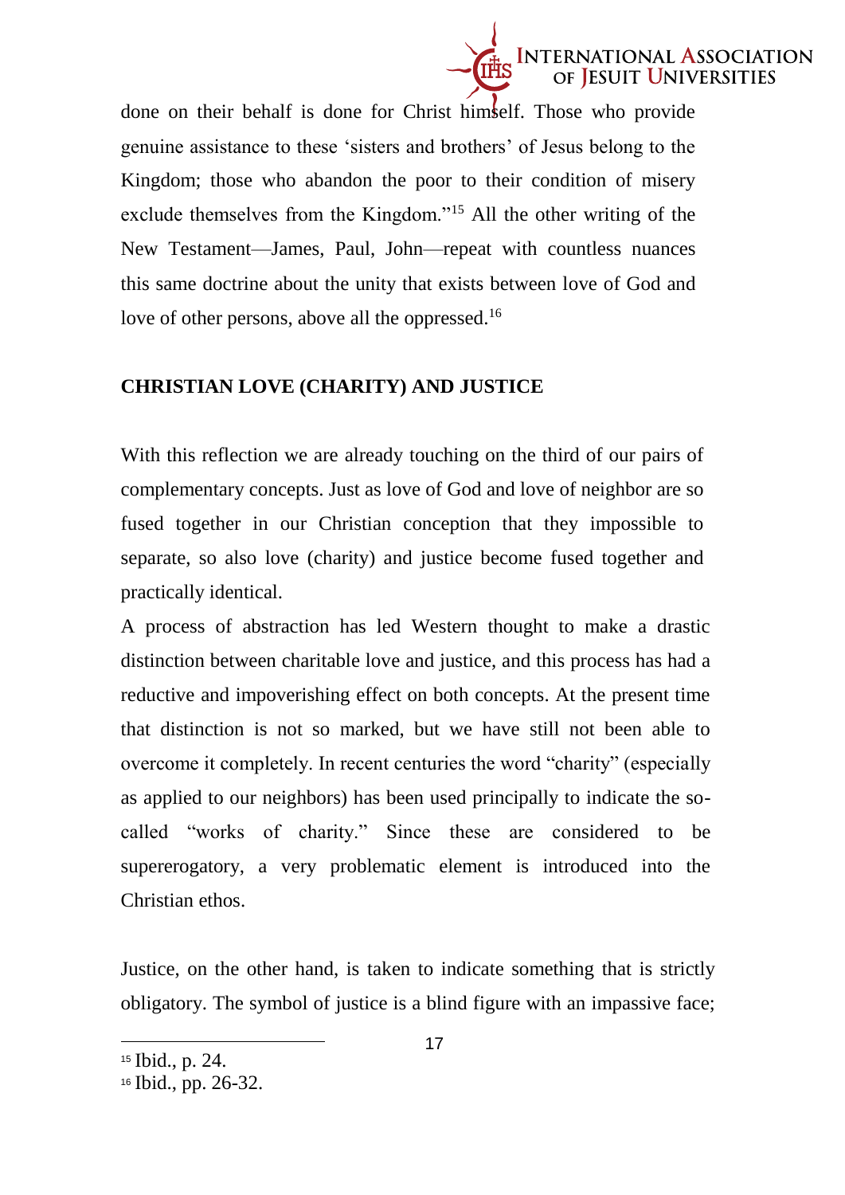done on their behalf is done for Christ himself. Those who provide genuine assistance to these 'sisters and brothers' of Jesus belong to the Kingdom; those who abandon the poor to their condition of misery exclude themselves from the Kingdom."[15] All the other writing of the New Testament—James, Paul, John—repeat with countless nuances this same doctrine about the unity that exists between love of God and love of other persons, above all the oppressed.[16]

## CHRISTIAN LOVE (CHARITY) AND JUSTICE

With this reflection we are already touching on the third of our pairs of complementary concepts. Just as love of God and love of neighbor are so fused together in our Christian conception that they impossible to separate, so also love (charity) and justice become fused together and practically identical.

A process of abstraction has led Western thought to make a drastic distinction between charitable love and justice, and this process has had a reductive and impoverishing effect on both concepts. At the present time that distinction is not so marked, but we have still not been able to overcome it completely. In recent centuries the word "charity" (especially as applied to our neighbors) has been used principally to indicate the so-called "works of charity." Since these are considered to be supererogatory, a very problematic element is introduced into the Christian ethos.

Justice, on the other hand, is taken to indicate something that is strictly obligatory. The symbol of justice is a blind figure with an impassive face;

[15] Ibid., p. 24.

[16] Ibid., pp. 26-32.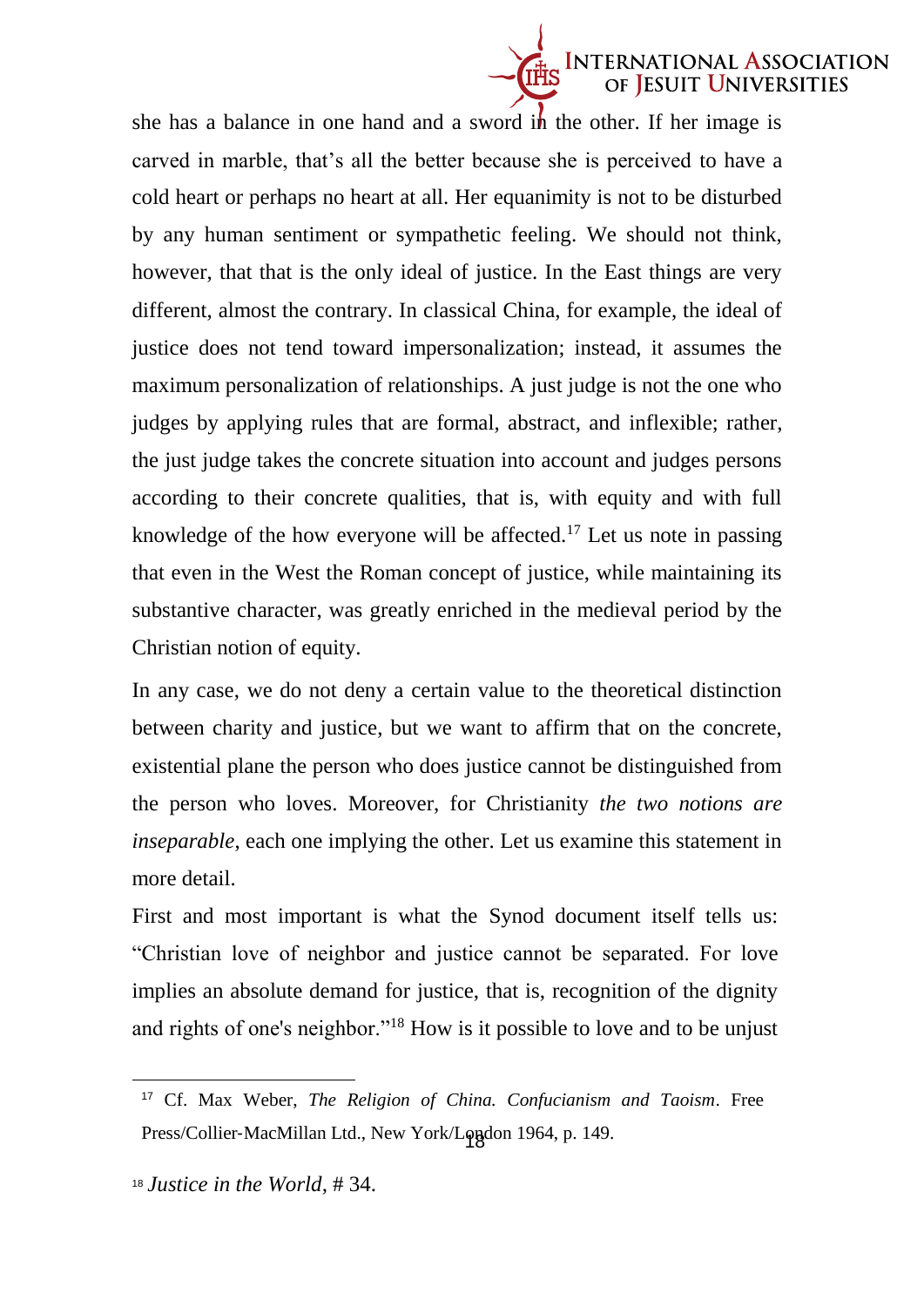she has a balance in one hand and a sword in the other. If her image is carved in marble, that's all the better because she is perceived to have a cold heart or perhaps no heart at all. Her equanimity is not to be disturbed by any human sentiment or sympathetic feeling. We should not think, however, that that is the only ideal of justice. In the East things are very different, almost the contrary. In classical China, for example, the ideal of justice does not tend toward impersonalization; instead, it assumes the maximum personalization of relationships. A just judge is not the one who judges by applying rules that are formal, abstract, and inflexible; rather, the just judge takes the concrete situation into account and judges persons according to their concrete qualities, that is, with equity and with full knowledge of the how everyone will be affected.[17] Let us note in passing that even in the West the Roman concept of justice, while maintaining its substantive character, was greatly enriched in the medieval period by the Christian notion of equity.

In any case, we do not deny a certain value to the theoretical distinction between charity and justice, but we want to affirm that on the concrete, existential plane the person who does justice cannot be distinguished from the person who loves. Moreover, for Christianity *the two notions are inseparable*, each one implying the other. Let us examine this statement in more detail.

First and most important is what the Synod document itself tells us: "Christian love of neighbor and justice cannot be separated. For love implies an absolute demand for justice, that is, recognition of the dignity and rights of one's neighbor."[18] How is it possible to love and to be unjust

---

[17] Cf. Max Weber, *The Religion of China. Confucianism and Taoism*. Free Press/Collier-MacMillan Ltd., New York/London 1964, p. 149.

[18] *Justice in the World*, # 34.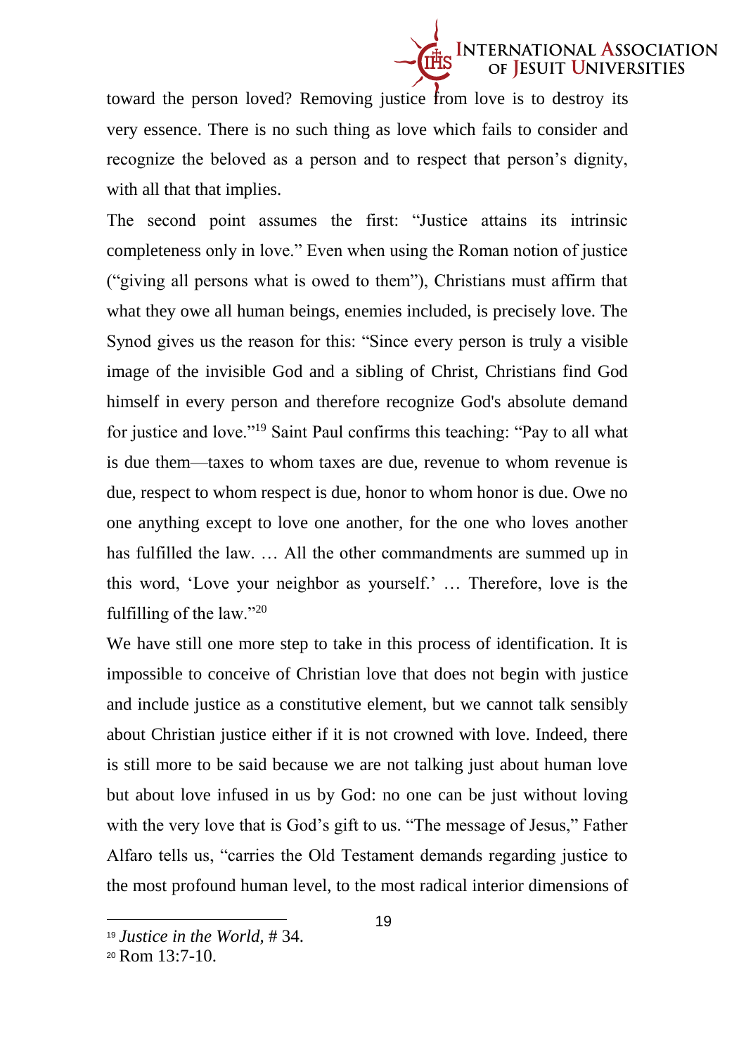toward the person loved? Removing justice from love is to destroy its very essence. There is no such thing as love which fails to consider and recognize the beloved as a person and to respect that person's dignity, with all that that implies.

The second point assumes the first: "Justice attains its intrinsic completeness only in love." Even when using the Roman notion of justice ("giving all persons what is owed to them"), Christians must affirm that what they owe all human beings, enemies included, is precisely love. The Synod gives us the reason for this: "Since every person is truly a visible image of the invisible God and a sibling of Christ, Christians find God himself in every person and therefore recognize God's absolute demand for justice and love."[19] Saint Paul confirms this teaching: "Pay to all what is due them—taxes to whom taxes are due, revenue to whom revenue is due, respect to whom respect is due, honor to whom honor is due. Owe no one anything except to love one another, for the one who loves another has fulfilled the law. … All the other commandments are summed up in this word, 'Love your neighbor as yourself.' … Therefore, love is the fulfilling of the law."[20]

We have still one more step to take in this process of identification. It is impossible to conceive of Christian love that does not begin with justice and include justice as a constitutive element, but we cannot talk sensibly about Christian justice either if it is not crowned with love. Indeed, there is still more to be said because we are not talking just about human love but about love infused in us by God: no one can be just without loving with the very love that is God's gift to us. "The message of Jesus," Father Alfaro tells us, "carries the Old Testament demands regarding justice to the most profound human level, to the most radical interior dimensions of

[19] *Justice in the World*, # 34.

[20] Rom 13:7-10.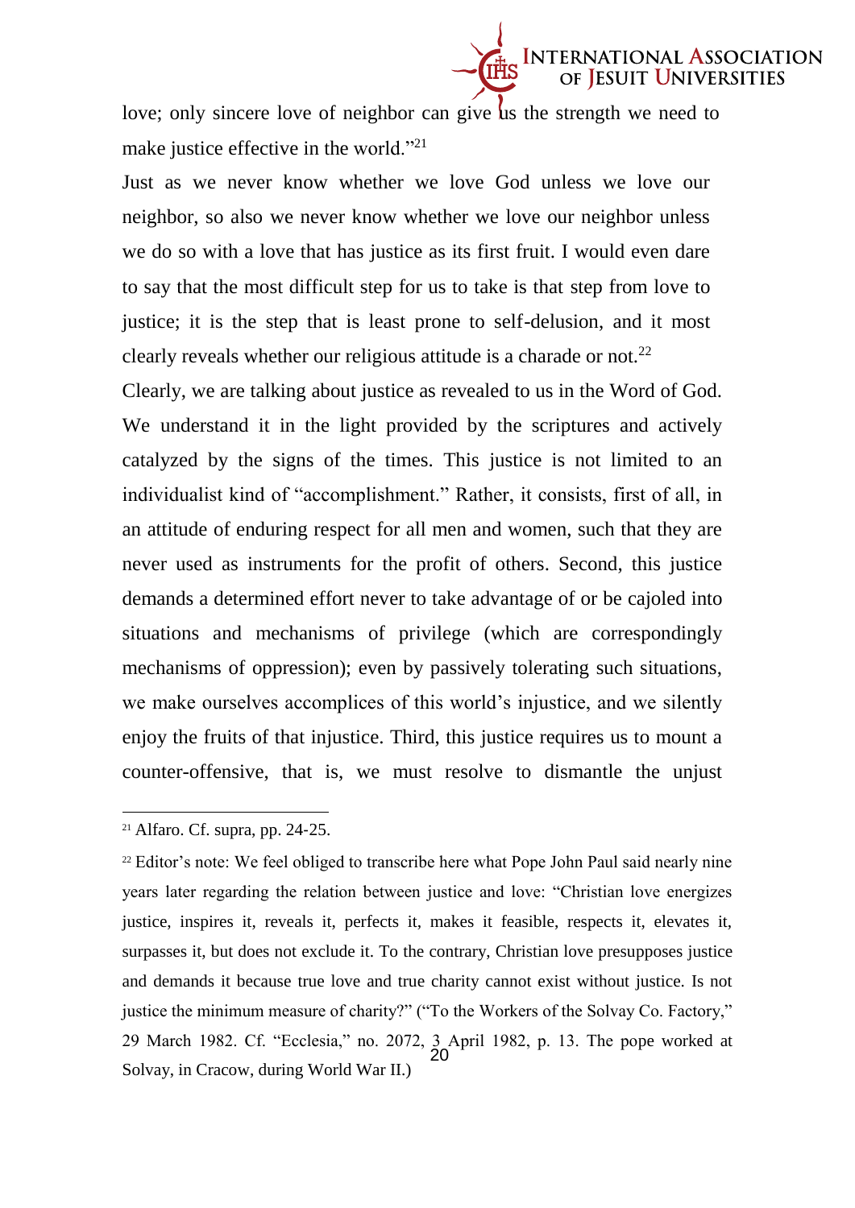love; only sincere love of neighbor can give us the strength we need to make justice effective in the world."[21]

Just as we never know whether we love God unless we love our neighbor, so also we never know whether we love our neighbor unless we do so with a love that has justice as its first fruit. I would even dare to say that the most difficult step for us to take is that step from love to justice; it is the step that is least prone to self-delusion, and it most clearly reveals whether our religious attitude is a charade or not.[22]

Clearly, we are talking about justice as revealed to us in the Word of God. We understand it in the light provided by the scriptures and actively catalyzed by the signs of the times. This justice is not limited to an individualist kind of "accomplishment." Rather, it consists, first of all, in an attitude of enduring respect for all men and women, such that they are never used as instruments for the profit of others. Second, this justice demands a determined effort never to take advantage of or be cajoled into situations and mechanisms of privilege (which are correspondingly mechanisms of oppression); even by passively tolerating such situations, we make ourselves accomplices of this world's injustice, and we silently enjoy the fruits of that injustice. Third, this justice requires us to mount a counter-offensive, that is, we must resolve to dismantle the unjust

---

[21] Alfaro. Cf. supra, pp. 24-25.

[22] Editor's note: We feel obliged to transcribe here what Pope John Paul said nearly nine years later regarding the relation between justice and love: "Christian love energizes justice, inspires it, reveals it, perfects it, makes it feasible, respects it, elevates it, surpasses it, but does not exclude it. To the contrary, Christian love presupposes justice and demands it because true love and true charity cannot exist without justice. Is not justice the minimum measure of charity?" ("To the Workers of the Solvay Co. Factory," 29 March 1982. Cf. "Ecclesia," no. 2072, 3 April 1982, p. 13. The pope worked at Solvay, in Cracow, during World War II.)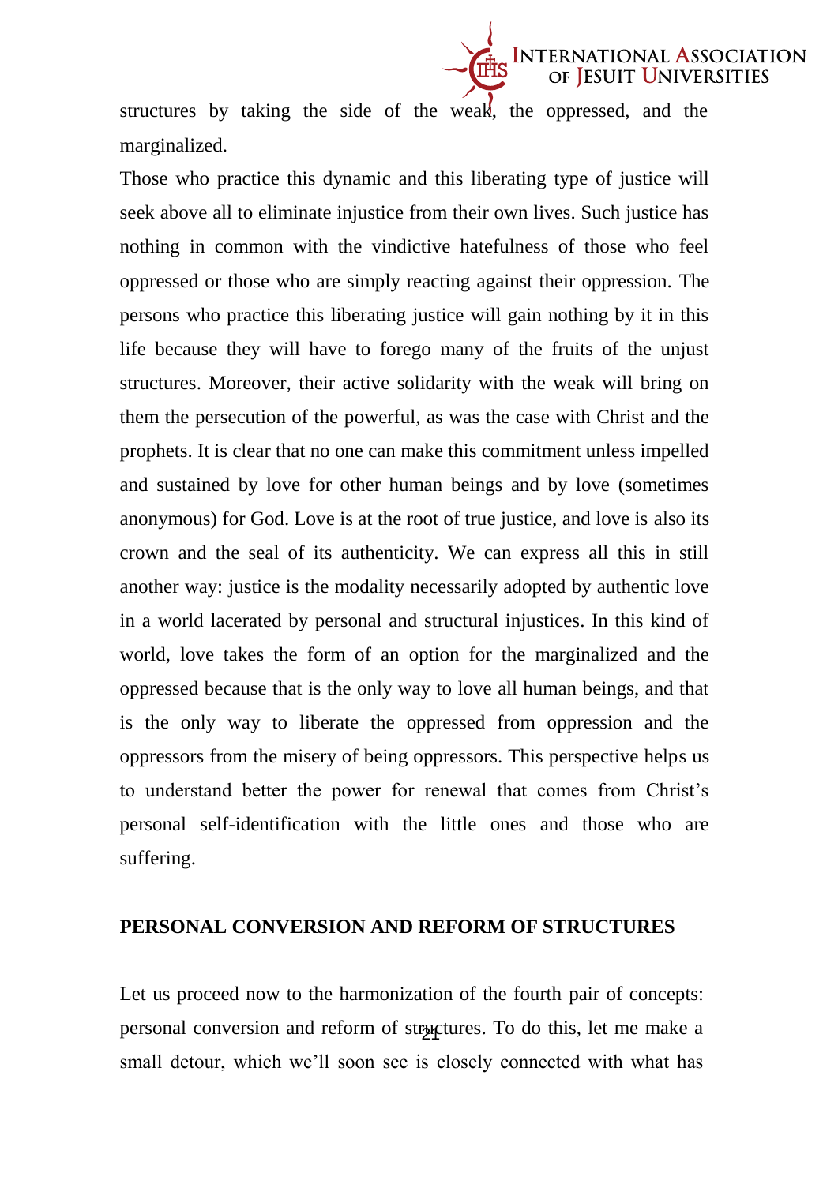structures by taking the side of the weak, the oppressed, and the marginalized.

Those who practice this dynamic and this liberating type of justice will seek above all to eliminate injustice from their own lives. Such justice has nothing in common with the vindictive hatefulness of those who feel oppressed or those who are simply reacting against their oppression. The persons who practice this liberating justice will gain nothing by it in this life because they will have to forego many of the fruits of the unjust structures. Moreover, their active solidarity with the weak will bring on them the persecution of the powerful, as was the case with Christ and the prophets. It is clear that no one can make this commitment unless impelled and sustained by love for other human beings and by love (sometimes anonymous) for God. Love is at the root of true justice, and love is also its crown and the seal of its authenticity. We can express all this in still another way: justice is the modality necessarily adopted by authentic love in a world lacerated by personal and structural injustices. In this kind of world, love takes the form of an option for the marginalized and the oppressed because that is the only way to love all human beings, and that is the only way to liberate the oppressed from oppression and the oppressors from the misery of being oppressors. This perspective helps us to understand better the power for renewal that comes from Christ's personal self-identification with the little ones and those who are suffering.

## PERSONAL CONVERSION AND REFORM OF STRUCTURES

Let us proceed now to the harmonization of the fourth pair of concepts: personal conversion and reform of structures. To do this, let me make a small detour, which we'll soon see is closely connected with what has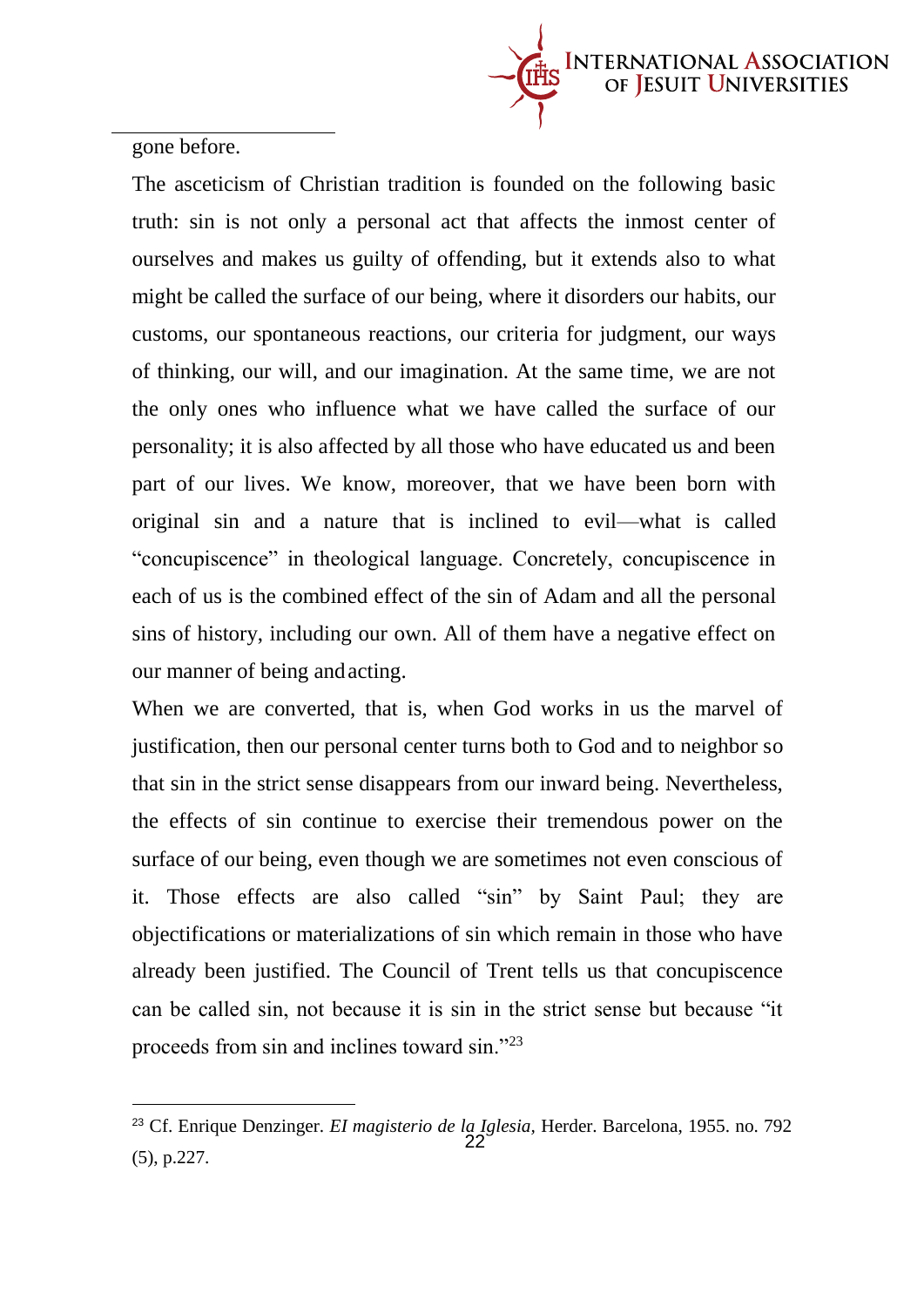gone before.

The asceticism of Christian tradition is founded on the following basic truth: sin is not only a personal act that affects the inmost center of ourselves and makes us guilty of offending, but it extends also to what might be called the surface of our being, where it disorders our habits, our customs, our spontaneous reactions, our criteria for judgment, our ways of thinking, our will, and our imagination. At the same time, we are not the only ones who influence what we have called the surface of our personality; it is also affected by all those who have educated us and been part of our lives. We know, moreover, that we have been born with original sin and a nature that is inclined to evil—what is called "concupiscence" in theological language. Concretely, concupiscence in each of us is the combined effect of the sin of Adam and all the personal sins of history, including our own. All of them have a negative effect on our manner of being and acting.

When we are converted, that is, when God works in us the marvel of justification, then our personal center turns both to God and to neighbor so that sin in the strict sense disappears from our inward being. Nevertheless, the effects of sin continue to exercise their tremendous power on the surface of our being, even though we are sometimes not even conscious of it. Those effects are also called "sin" by Saint Paul; they are objectifications or materializations of sin which remain in those who have already been justified. The Council of Trent tells us that concupiscence can be called sin, not because it is sin in the strict sense but because "it proceeds from sin and inclines toward sin."[23]

---

[23] Cf. Enrique Denzinger. *EI magisterio de la Iglesia,* Herder. Barcelona, 1955. no. 792 (5), p.227.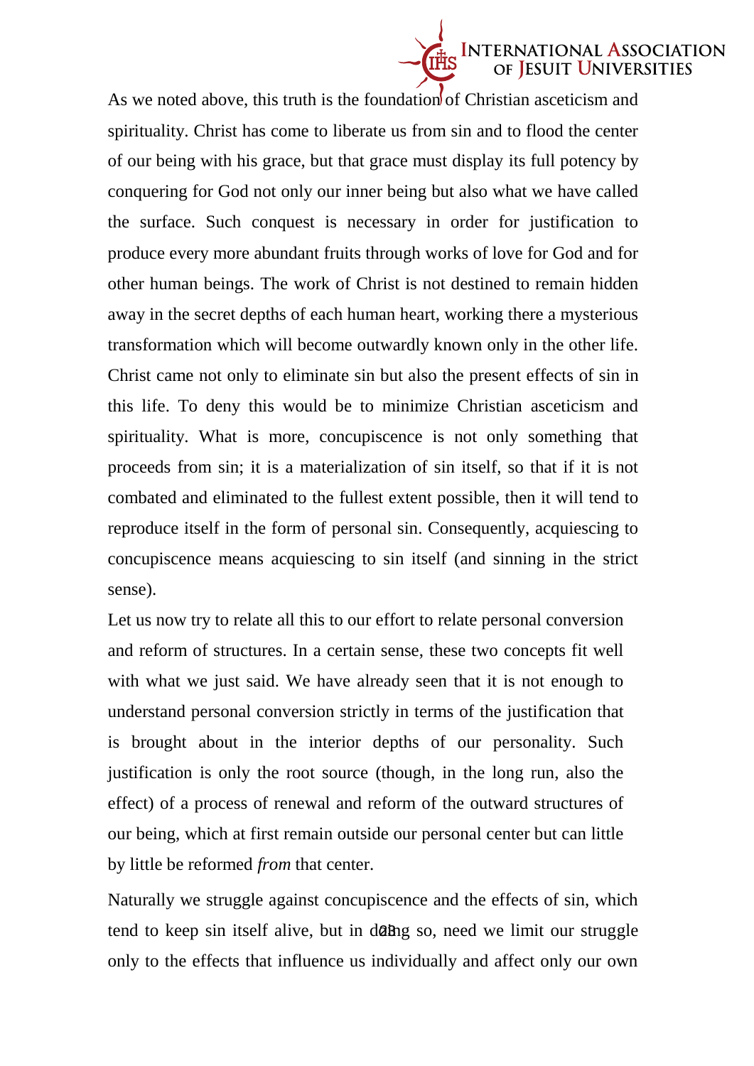As we noted above, this truth is the foundation of Christian asceticism and spirituality. Christ has come to liberate us from sin and to flood the center of our being with his grace, but that grace must display its full potency by conquering for God not only our inner being but also what we have called the surface. Such conquest is necessary in order for justification to produce every more abundant fruits through works of love for God and for other human beings. The work of Christ is not destined to remain hidden away in the secret depths of each human heart, working there a mysterious transformation which will become outwardly known only in the other life. Christ came not only to eliminate sin but also the present effects of sin in this life. To deny this would be to minimize Christian asceticism and spirituality. What is more, concupiscence is not only something that proceeds from sin; it is a materialization of sin itself, so that if it is not combated and eliminated to the fullest extent possible, then it will tend to reproduce itself in the form of personal sin. Consequently, acquiescing to concupiscence means acquiescing to sin itself (and sinning in the strict sense).

Let us now try to relate all this to our effort to relate personal conversion and reform of structures. In a certain sense, these two concepts fit well with what we just said. We have already seen that it is not enough to understand personal conversion strictly in terms of the justification that is brought about in the interior depths of our personality. Such justification is only the root source (though, in the long run, also the effect) of a process of renewal and reform of the outward structures of our being, which at first remain outside our personal center but can little by little be reformed *from* that center.

Naturally we struggle against concupiscence and the effects of sin, which tend to keep sin itself alive, but in doing so, need we limit our struggle only to the effects that influence us individually and affect only our own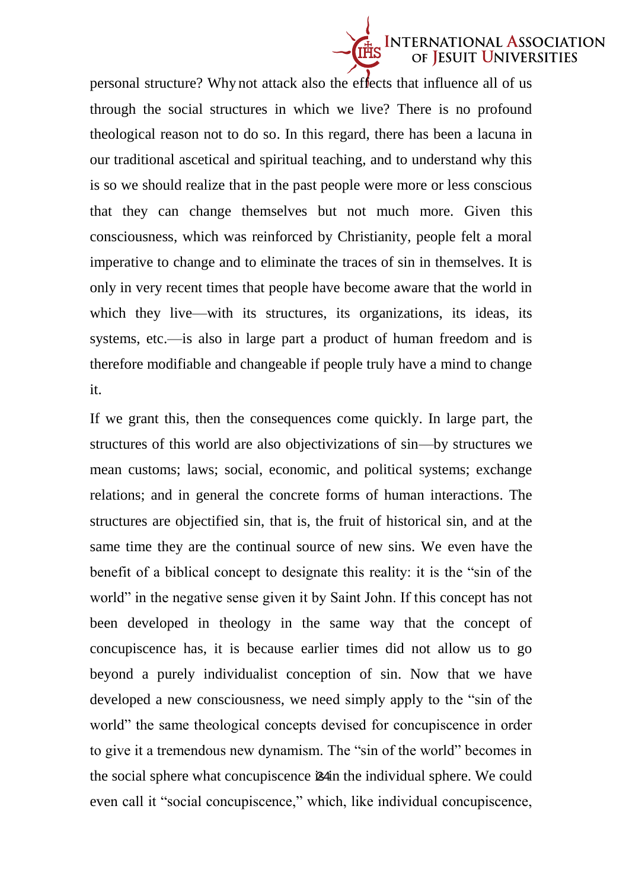personal structure? Why not attack also the effects that influence all of us through the social structures in which we live? There is no profound theological reason not to do so. In this regard, there has been a lacuna in our traditional ascetical and spiritual teaching, and to understand why this is so we should realize that in the past people were more or less conscious that they can change themselves but not much more. Given this consciousness, which was reinforced by Christianity, people felt a moral imperative to change and to eliminate the traces of sin in themselves. It is only in very recent times that people have become aware that the world in which they live—with its structures, its organizations, its ideas, its systems, etc.—is also in large part a product of human freedom and is therefore modifiable and changeable if people truly have a mind to change it.

If we grant this, then the consequences come quickly. In large part, the structures of this world are also objectivizations of sin—by structures we mean customs; laws; social, economic, and political systems; exchange relations; and in general the concrete forms of human interactions. The structures are objectified sin, that is, the fruit of historical sin, and at the same time they are the continual source of new sins. We even have the benefit of a biblical concept to designate this reality: it is the "sin of the world" in the negative sense given it by Saint John. If this concept has not been developed in theology in the same way that the concept of concupiscence has, it is because earlier times did not allow us to go beyond a purely individualist conception of sin. Now that we have developed a new consciousness, we need simply apply to the "sin of the world" the same theological concepts devised for concupiscence in order to give it a tremendous new dynamism. The "sin of the world" becomes in the social sphere what concupiscence is in the individual sphere. We could even call it "social concupiscence," which, like individual concupiscence,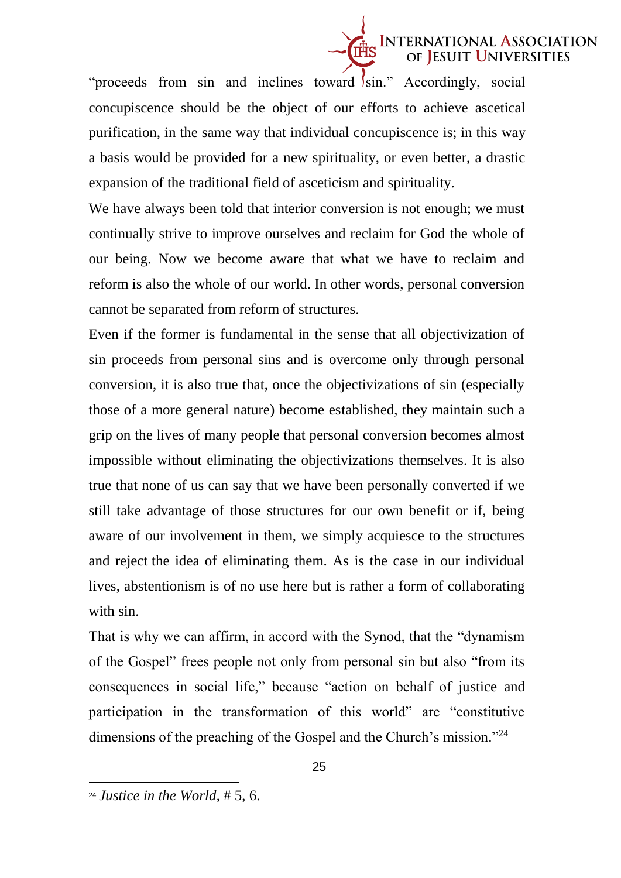"proceeds from sin and inclines toward sin." Accordingly, social concupiscence should be the object of our efforts to achieve ascetical purification, in the same way that individual concupiscence is; in this way a basis would be provided for a new spirituality, or even better, a drastic expansion of the traditional field of asceticism and spirituality.

We have always been told that interior conversion is not enough; we must continually strive to improve ourselves and reclaim for God the whole of our being. Now we become aware that what we have to reclaim and reform is also the whole of our world. In other words, personal conversion cannot be separated from reform of structures.

Even if the former is fundamental in the sense that all objectivization of sin proceeds from personal sins and is overcome only through personal conversion, it is also true that, once the objectivizations of sin (especially those of a more general nature) become established, they maintain such a grip on the lives of many people that personal conversion becomes almost impossible without eliminating the objectivizations themselves. It is also true that none of us can say that we have been personally converted if we still take advantage of those structures for our own benefit or if, being aware of our involvement in them, we simply acquiesce to the structures and reject the idea of eliminating them. As is the case in our individual lives, abstentionism is of no use here but is rather a form of collaborating with sin.

That is why we can affirm, in accord with the Synod, that the "dynamism of the Gospel" frees people not only from personal sin but also "from its consequences in social life," because "action on behalf of justice and participation in the transformation of this world" are "constitutive dimensions of the preaching of the Gospel and the Church's mission."[24]

---

[24] *Justice in the World*, # 5, 6.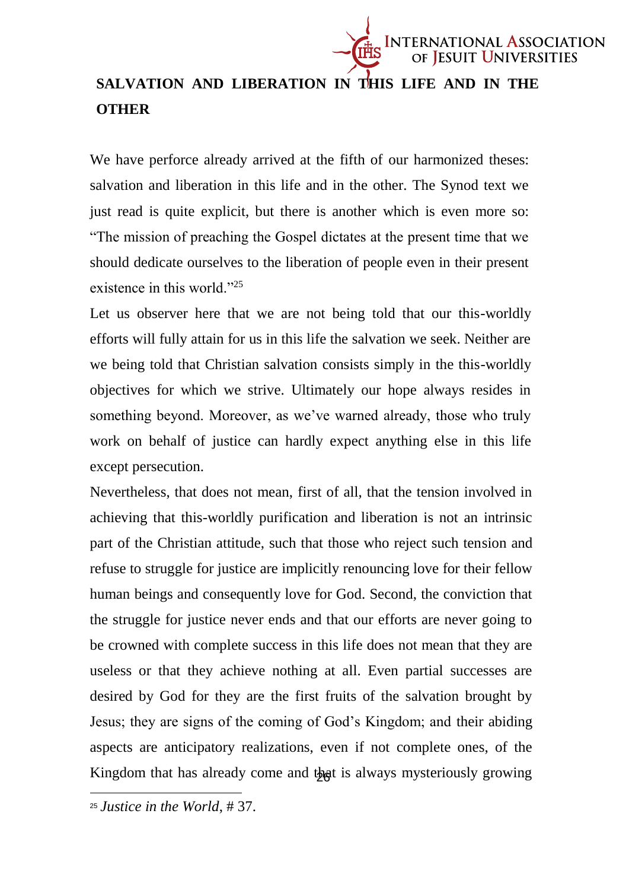## SALVATION AND LIBERATION IN THIS LIFE AND IN THE OTHER

We have perforce already arrived at the fifth of our harmonized theses: salvation and liberation in this life and in the other. The Synod text we just read is quite explicit, but there is another which is even more so: "The mission of preaching the Gospel dictates at the present time that we should dedicate ourselves to the liberation of people even in their present existence in this world."[25]

Let us observer here that we are not being told that our this-worldly efforts will fully attain for us in this life the salvation we seek. Neither are we being told that Christian salvation consists simply in the this-worldly objectives for which we strive. Ultimately our hope always resides in something beyond. Moreover, as we've warned already, those who truly work on behalf of justice can hardly expect anything else in this life except persecution.

Nevertheless, that does not mean, first of all, that the tension involved in achieving that this-worldly purification and liberation is not an intrinsic part of the Christian attitude, such that those who reject such tension and refuse to struggle for justice are implicitly renouncing love for their fellow human beings and consequently love for God. Second, the conviction that the struggle for justice never ends and that our efforts are never going to be crowned with complete success in this life does not mean that they are useless or that they achieve nothing at all. Even partial successes are desired by God for they are the first fruits of the salvation brought by Jesus; they are signs of the coming of God's Kingdom; and their abiding aspects are anticipatory realizations, even if not complete ones, of the Kingdom that has already come and that is always mysteriously growing

[25] *Justice in the World*, # 37.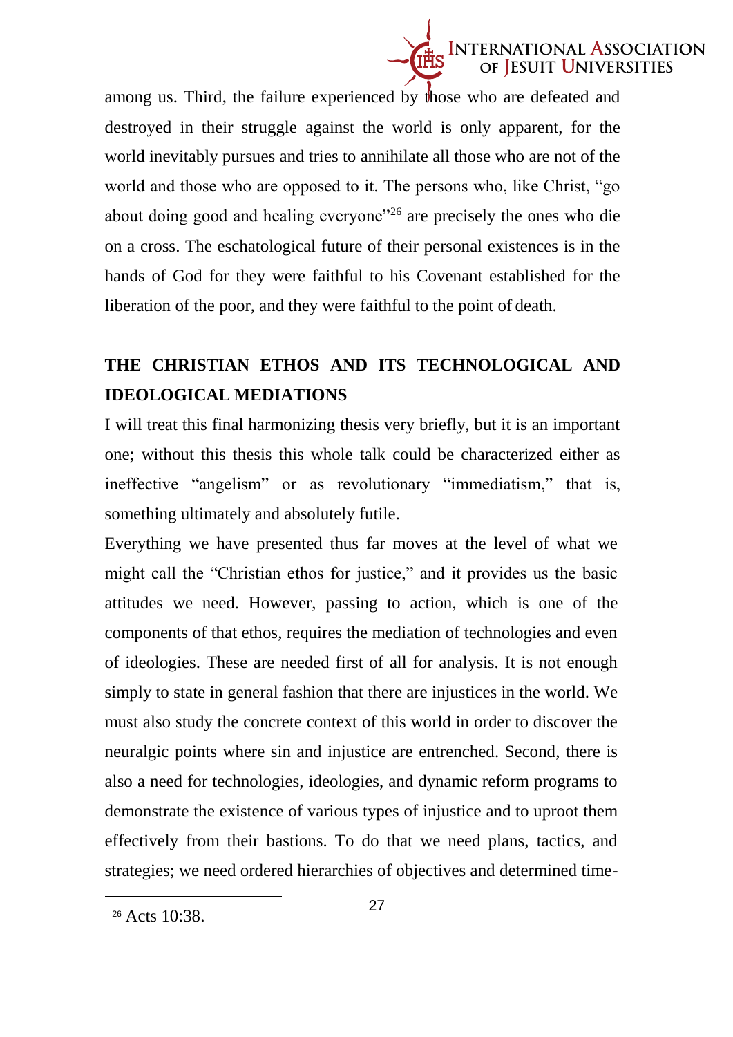among us. Third, the failure experienced by those who are defeated and destroyed in their struggle against the world is only apparent, for the world inevitably pursues and tries to annihilate all those who are not of the world and those who are opposed to it. The persons who, like Christ, "go about doing good and healing everyone"[26] are precisely the ones who die on a cross. The eschatological future of their personal existences is in the hands of God for they were faithful to his Covenant established for the liberation of the poor, and they were faithful to the point of death.

## THE CHRISTIAN ETHOS AND ITS TECHNOLOGICAL AND IDEOLOGICAL MEDIATIONS

I will treat this final harmonizing thesis very briefly, but it is an important one; without this thesis this whole talk could be characterized either as ineffective "angelism" or as revolutionary "immediatism," that is, something ultimately and absolutely futile.

Everything we have presented thus far moves at the level of what we might call the "Christian ethos for justice," and it provides us the basic attitudes we need. However, passing to action, which is one of the components of that ethos, requires the mediation of technologies and even of ideologies. These are needed first of all for analysis. It is not enough simply to state in general fashion that there are injustices in the world. We must also study the concrete context of this world in order to discover the neuralgic points where sin and injustice are entrenched. Second, there is also a need for technologies, ideologies, and dynamic reform programs to demonstrate the existence of various types of injustice and to uproot them effectively from their bastions. To do that we need plans, tactics, and strategies; we need ordered hierarchies of objectives and determined time-

[26] Acts 10:38.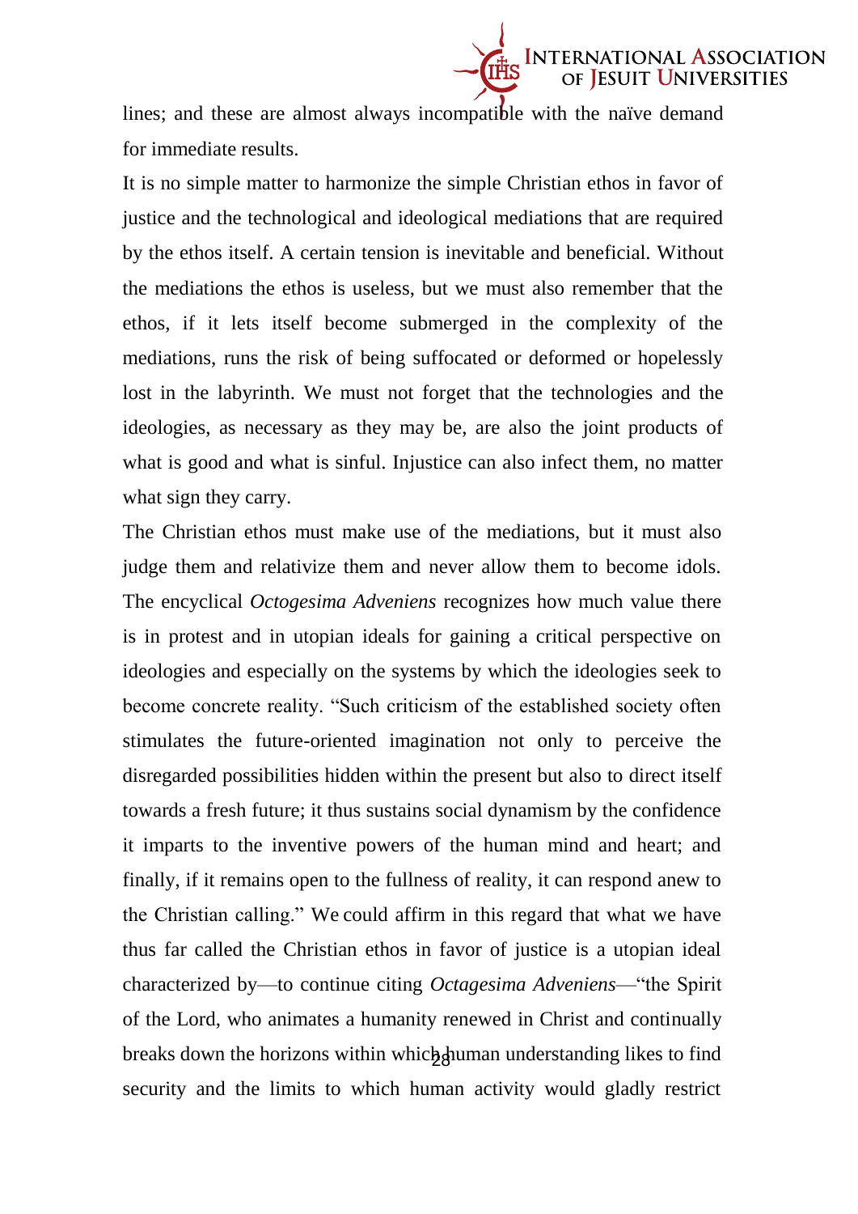lines; and these are almost always incompatible with the naïve demand for immediate results.

It is no simple matter to harmonize the simple Christian ethos in favor of justice and the technological and ideological mediations that are required by the ethos itself. A certain tension is inevitable and beneficial. Without the mediations the ethos is useless, but we must also remember that the ethos, if it lets itself become submerged in the complexity of the mediations, runs the risk of being suffocated or deformed or hopelessly lost in the labyrinth. We must not forget that the technologies and the ideologies, as necessary as they may be, are also the joint products of what is good and what is sinful. Injustice can also infect them, no matter what sign they carry.

The Christian ethos must make use of the mediations, but it must also judge them and relativize them and never allow them to become idols. The encyclical *Octogesima Adveniens* recognizes how much value there is in protest and in utopian ideals for gaining a critical perspective on ideologies and especially on the systems by which the ideologies seek to become concrete reality. "Such criticism of the established society often stimulates the future-oriented imagination not only to perceive the disregarded possibilities hidden within the present but also to direct itself towards a fresh future; it thus sustains social dynamism by the confidence it imparts to the inventive powers of the human mind and heart; and finally, if it remains open to the fullness of reality, it can respond anew to the Christian calling." We could affirm in this regard that what we have thus far called the Christian ethos in favor of justice is a utopian ideal characterized by—to continue citing *Octagesima Adveniens*—"the Spirit of the Lord, who animates a humanity renewed in Christ and continually breaks down the horizons within which human understanding likes to find security and the limits to which human activity would gladly restrict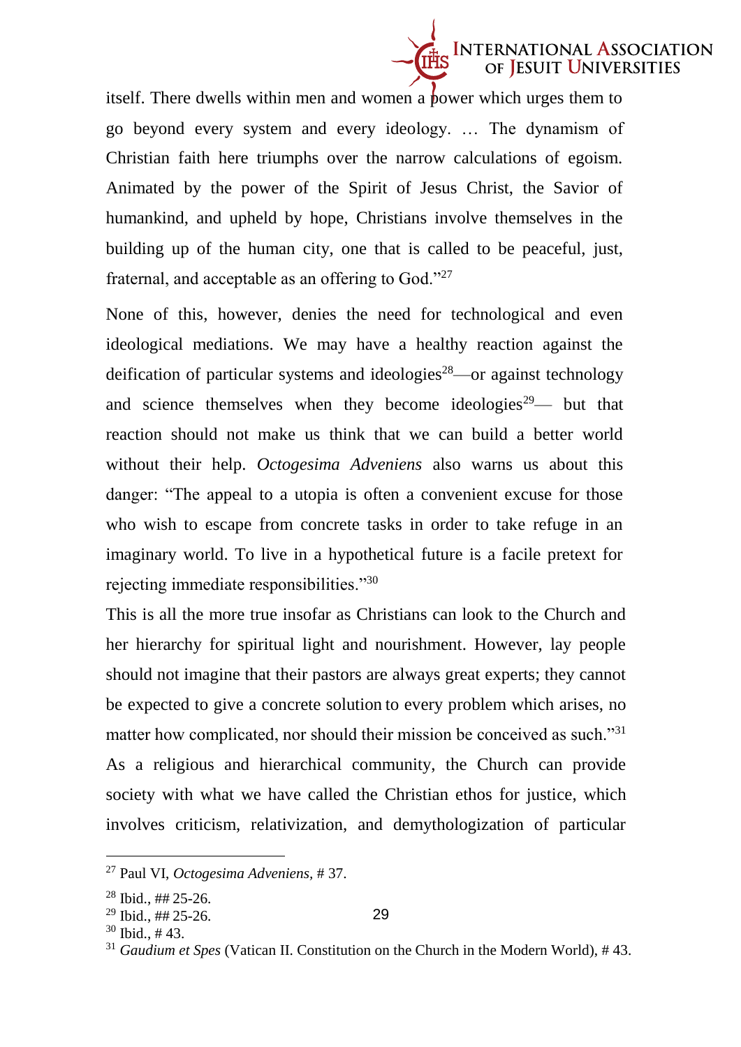itself. There dwells within men and women a power which urges them to go beyond every system and every ideology. … The dynamism of Christian faith here triumphs over the narrow calculations of egoism. Animated by the power of the Spirit of Jesus Christ, the Savior of humankind, and upheld by hope, Christians involve themselves in the building up of the human city, one that is called to be peaceful, just, fraternal, and acceptable as an offering to God."[27]

None of this, however, denies the need for technological and even ideological mediations. We may have a healthy reaction against the deification of particular systems and ideologies[28]—or against technology and science themselves when they become ideologies[29]— but that reaction should not make us think that we can build a better world without their help. *Octogesima Adveniens* also warns us about this danger: "The appeal to a utopia is often a convenient excuse for those who wish to escape from concrete tasks in order to take refuge in an imaginary world. To live in a hypothetical future is a facile pretext for rejecting immediate responsibilities."[30]

This is all the more true insofar as Christians can look to the Church and her hierarchy for spiritual light and nourishment. However, lay people should not imagine that their pastors are always great experts; they cannot be expected to give a concrete solution to every problem which arises, no matter how complicated, nor should their mission be conceived as such."[31] As a religious and hierarchical community, the Church can provide society with what we have called the Christian ethos for justice, which involves criticism, relativization, and demythologization of particular

---

[27] Paul VI, *Octogesima Adveniens*, # 37.

[28] Ibid., ## 25-26.

[29] Ibid., ## 25-26.

[30] Ibid., # 43.

[31] *Gaudium et Spes* (Vatican II. Constitution on the Church in the Modern World), # 43.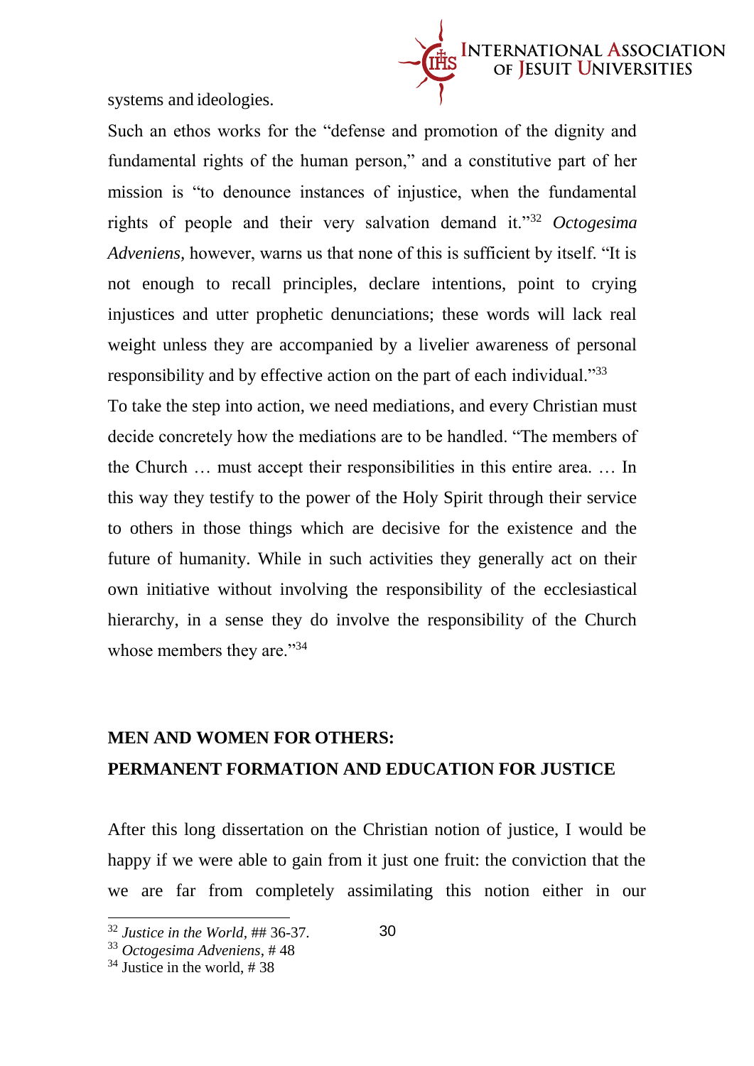systems and ideologies.

Such an ethos works for the "defense and promotion of the dignity and fundamental rights of the human person," and a constitutive part of her mission is "to denounce instances of injustice, when the fundamental rights of people and their very salvation demand it."[32] *Octogesima Adveniens,* however, warns us that none of this is sufficient by itself. "It is not enough to recall principles, declare intentions, point to crying injustices and utter prophetic denunciations; these words will lack real weight unless they are accompanied by a livelier awareness of personal responsibility and by effective action on the part of each individual."[33]

To take the step into action, we need mediations, and every Christian must decide concretely how the mediations are to be handled. "The members of the Church … must accept their responsibilities in this entire area. … In this way they testify to the power of the Holy Spirit through their service to others in those things which are decisive for the existence and the future of humanity. While in such activities they generally act on their own initiative without involving the responsibility of the ecclesiastical hierarchy, in a sense they do involve the responsibility of the Church whose members they are."[34]

## MEN AND WOMEN FOR OTHERS: PERMANENT FORMATION AND EDUCATION FOR JUSTICE

After this long dissertation on the Christian notion of justice, I would be happy if we were able to gain from it just one fruit: the conviction that the we are far from completely assimilating this notion either in our

---

[32] *Justice in the World*, ## 36-37.

[33] *Octogesima Adveniens*, # 48

[34] Justice in the world, # 38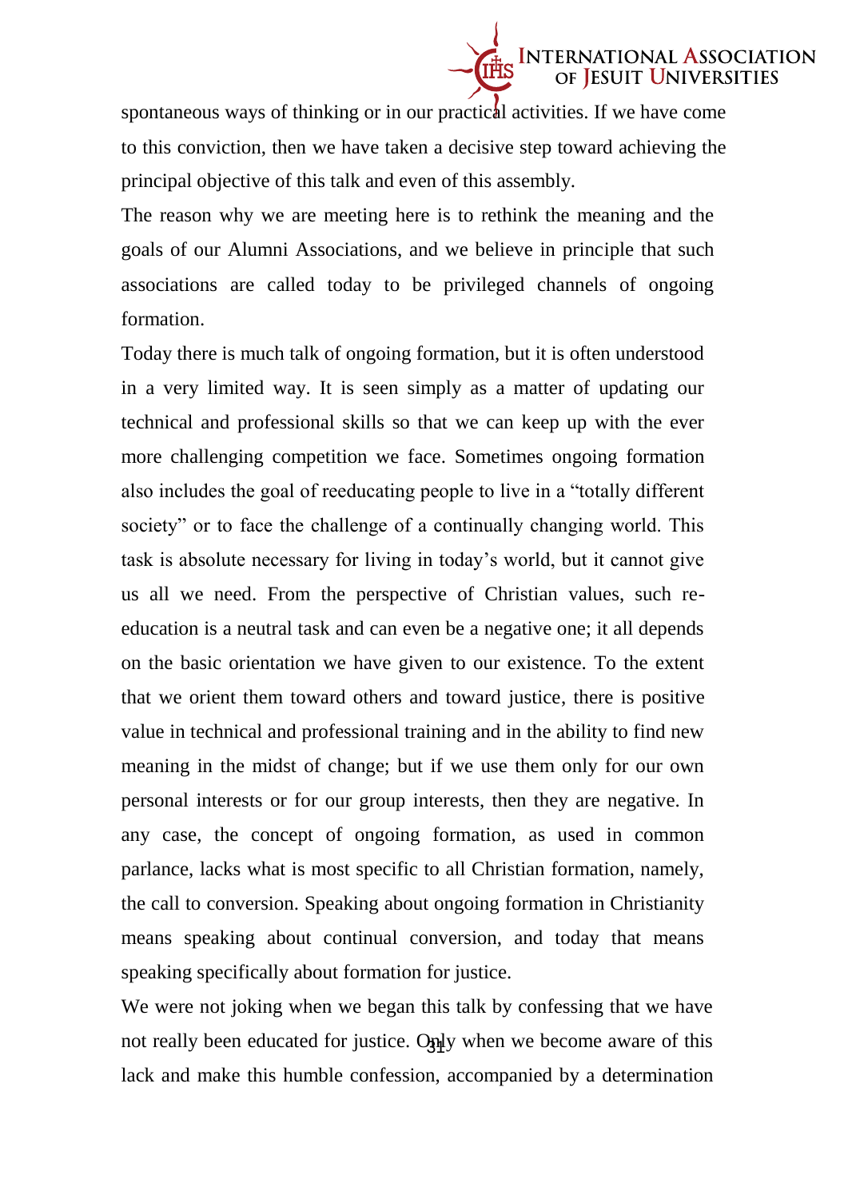spontaneous ways of thinking or in our practical activities. If we have come to this conviction, then we have taken a decisive step toward achieving the principal objective of this talk and even of this assembly.

The reason why we are meeting here is to rethink the meaning and the goals of our Alumni Associations, and we believe in principle that such associations are called today to be privileged channels of ongoing formation.

Today there is much talk of ongoing formation, but it is often understood in a very limited way. It is seen simply as a matter of updating our technical and professional skills so that we can keep up with the ever more challenging competition we face. Sometimes ongoing formation also includes the goal of reeducating people to live in a "totally different society" or to face the challenge of a continually changing world. This task is absolute necessary for living in today's world, but it cannot give us all we need. From the perspective of Christian values, such re-education is a neutral task and can even be a negative one; it all depends on the basic orientation we have given to our existence. To the extent that we orient them toward others and toward justice, there is positive value in technical and professional training and in the ability to find new meaning in the midst of change; but if we use them only for our own personal interests or for our group interests, then they are negative. In any case, the concept of ongoing formation, as used in common parlance, lacks what is most specific to all Christian formation, namely, the call to conversion. Speaking about ongoing formation in Christianity means speaking about continual conversion, and today that means speaking specifically about formation for justice.

We were not joking when we began this talk by confessing that we have not really been educated for justice. Only when we become aware of this lack and make this humble confession, accompanied by a determination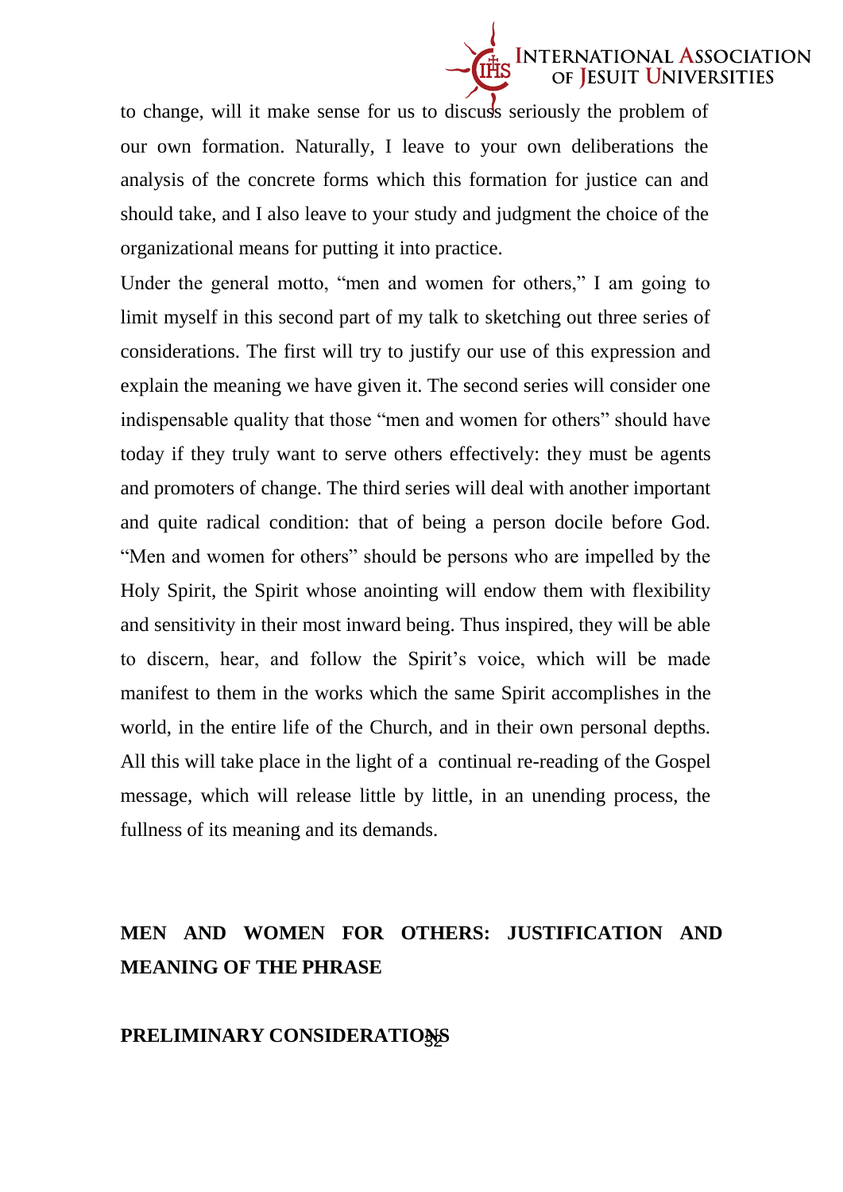to change, will it make sense for us to discuss seriously the problem of our own formation. Naturally, I leave to your own deliberations the analysis of the concrete forms which this formation for justice can and should take, and I also leave to your study and judgment the choice of the organizational means for putting it into practice.

Under the general motto, "men and women for others," I am going to limit myself in this second part of my talk to sketching out three series of considerations. The first will try to justify our use of this expression and explain the meaning we have given it. The second series will consider one indispensable quality that those "men and women for others" should have today if they truly want to serve others effectively: they must be agents and promoters of change. The third series will deal with another important and quite radical condition: that of being a person docile before God. "Men and women for others" should be persons who are impelled by the Holy Spirit, the Spirit whose anointing will endow them with flexibility and sensitivity in their most inward being. Thus inspired, they will be able to discern, hear, and follow the Spirit's voice, which will be made manifest to them in the works which the same Spirit accomplishes in the world, in the entire life of the Church, and in their own personal depths. All this will take place in the light of a continual re-reading of the Gospel message, which will release little by little, in an unending process, the fullness of its meaning and its demands.

## MEN AND WOMEN FOR OTHERS: JUSTIFICATION AND MEANING OF THE PHRASE

### PRELIMINARY CONSIDERATIONS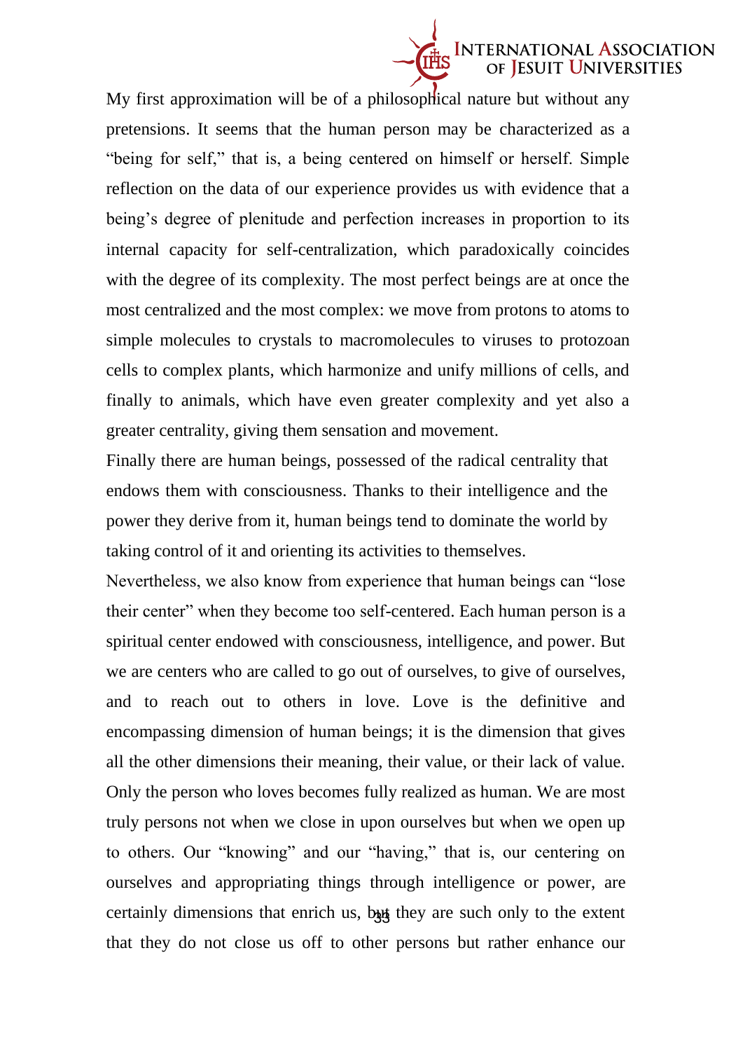My first approximation will be of a philosophical nature but without any pretensions. It seems that the human person may be characterized as a "being for self," that is, a being centered on himself or herself. Simple reflection on the data of our experience provides us with evidence that a being's degree of plenitude and perfection increases in proportion to its internal capacity for self-centralization, which paradoxically coincides with the degree of its complexity. The most perfect beings are at once the most centralized and the most complex: we move from protons to atoms to simple molecules to crystals to macromolecules to viruses to protozoan cells to complex plants, which harmonize and unify millions of cells, and finally to animals, which have even greater complexity and yet also a greater centrality, giving them sensation and movement.

Finally there are human beings, possessed of the radical centrality that endows them with consciousness. Thanks to their intelligence and the power they derive from it, human beings tend to dominate the world by taking control of it and orienting its activities to themselves.

Nevertheless, we also know from experience that human beings can "lose their center" when they become too self-centered. Each human person is a spiritual center endowed with consciousness, intelligence, and power. But we are centers who are called to go out of ourselves, to give of ourselves, and to reach out to others in love. Love is the definitive and encompassing dimension of human beings; it is the dimension that gives all the other dimensions their meaning, their value, or their lack of value. Only the person who loves becomes fully realized as human. We are most truly persons not when we close in upon ourselves but when we open up to others. Our "knowing" and our "having," that is, our centering on ourselves and appropriating things through intelligence or power, are certainly dimensions that enrich us, but they are such only to the extent that they do not close us off to other persons but rather enhance our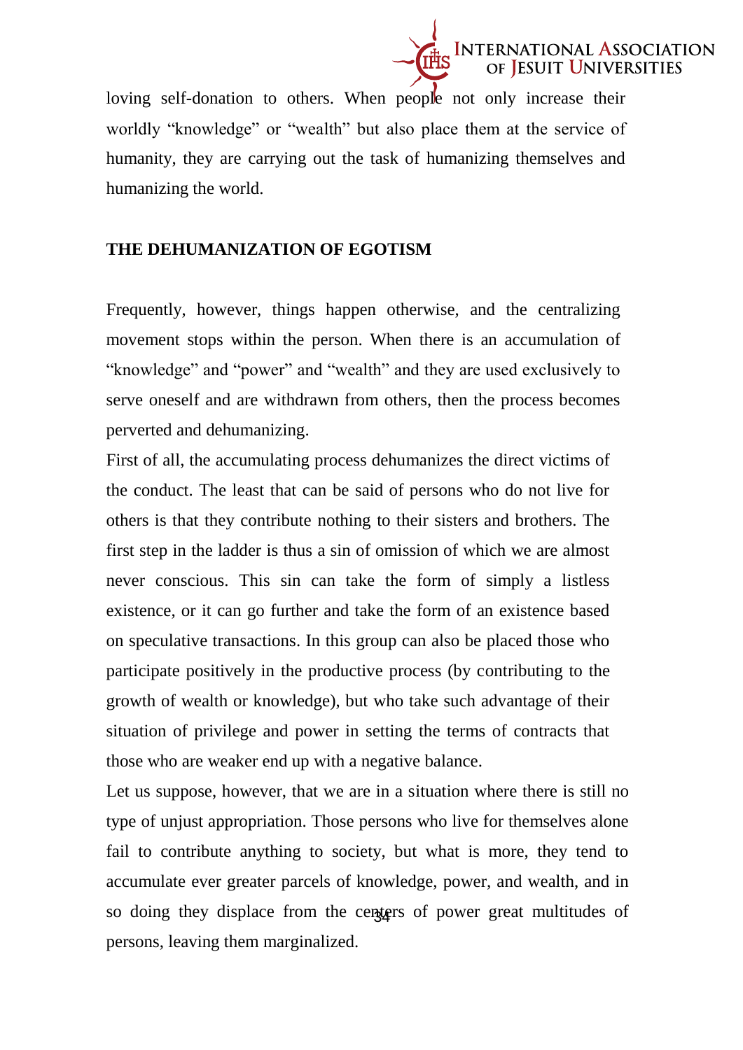loving self-donation to others. When people not only increase their worldly “knowledge” or “wealth” but also place them at the service of humanity, they are carrying out the task of humanizing themselves and humanizing the world.

## THE DEHUMANIZATION OF EGOTISM

Frequently, however, things happen otherwise, and the centralizing movement stops within the person. When there is an accumulation of “knowledge” and “power” and “wealth” and they are used exclusively to serve oneself and are withdrawn from others, then the process becomes perverted and dehumanizing.

First of all, the accumulating process dehumanizes the direct victims of the conduct. The least that can be said of persons who do not live for others is that they contribute nothing to their sisters and brothers. The first step in the ladder is thus a sin of omission of which we are almost never conscious. This sin can take the form of simply a listless existence, or it can go further and take the form of an existence based on speculative transactions. In this group can also be placed those who participate positively in the productive process (by contributing to the growth of wealth or knowledge), but who take such advantage of their situation of privilege and power in setting the terms of contracts that those who are weaker end up with a negative balance.

Let us suppose, however, that we are in a situation where there is still no type of unjust appropriation. Those persons who live for themselves alone fail to contribute anything to society, but what is more, they tend to accumulate ever greater parcels of knowledge, power, and wealth, and in so doing they displace from the centers of power great multitudes of persons, leaving them marginalized.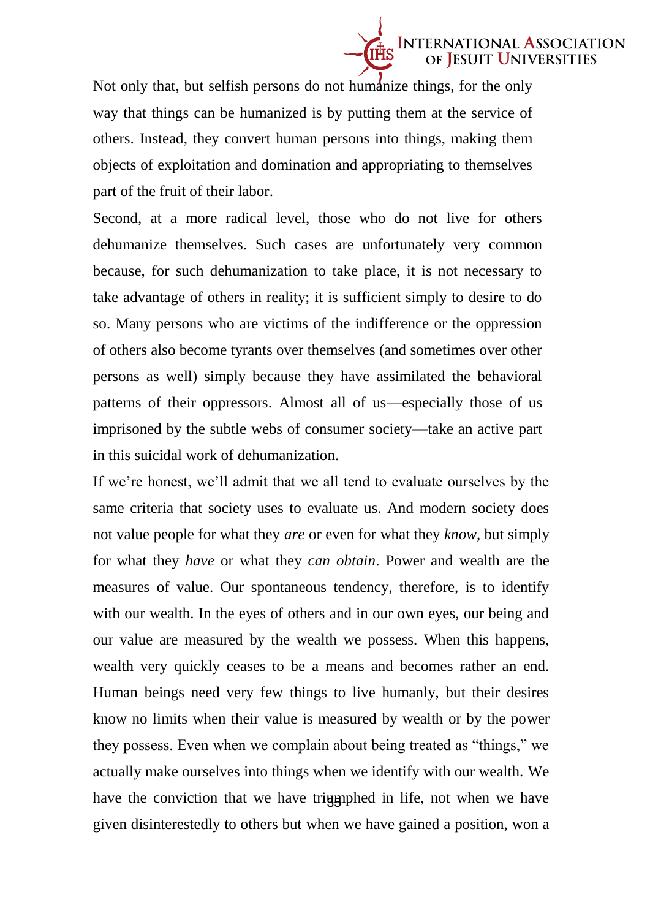Not only that, but selfish persons do not humanize things, for the only way that things can be humanized is by putting them at the service of others. Instead, they convert human persons into things, making them objects of exploitation and domination and appropriating to themselves part of the fruit of their labor.

Second, at a more radical level, those who do not live for others dehumanize themselves. Such cases are unfortunately very common because, for such dehumanization to take place, it is not necessary to take advantage of others in reality; it is sufficient simply to desire to do so. Many persons who are victims of the indifference or the oppression of others also become tyrants over themselves (and sometimes over other persons as well) simply because they have assimilated the behavioral patterns of their oppressors. Almost all of us—especially those of us imprisoned by the subtle webs of consumer society—take an active part in this suicidal work of dehumanization.

If we're honest, we'll admit that we all tend to evaluate ourselves by the same criteria that society uses to evaluate us. And modern society does not value people for what they *are* or even for what they *know*, but simply for what they *have* or what they *can obtain*. Power and wealth are the measures of value. Our spontaneous tendency, therefore, is to identify with our wealth. In the eyes of others and in our own eyes, our being and our value are measured by the wealth we possess. When this happens, wealth very quickly ceases to be a means and becomes rather an end. Human beings need very few things to live humanly, but their desires know no limits when their value is measured by wealth or by the power they possess. Even when we complain about being treated as "things," we actually make ourselves into things when we identify with our wealth. We have the conviction that we have triumphed in life, not when we have given disinterestedly to others but when we have gained a position, won a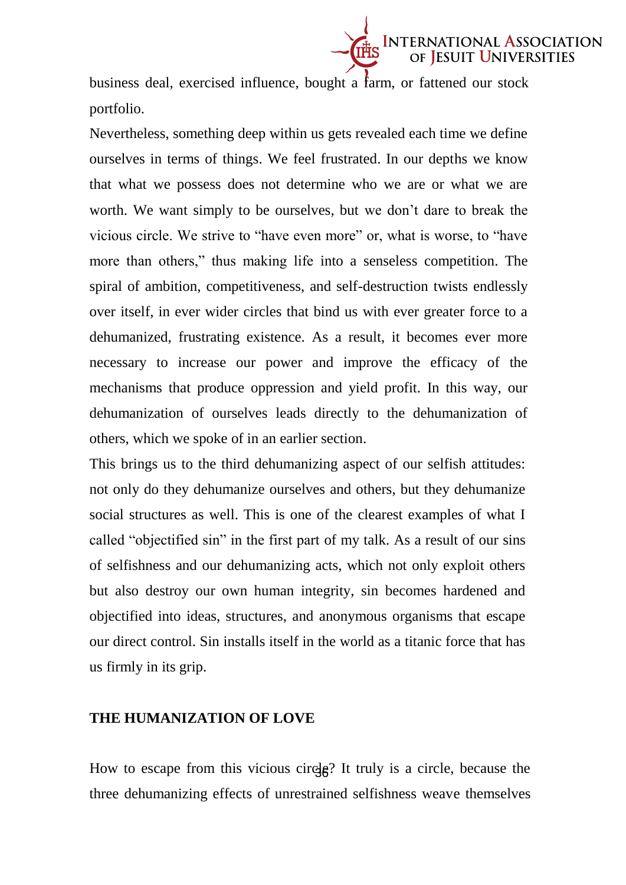business deal, exercised influence, bought a farm, or fattened our stock portfolio.

Nevertheless, something deep within us gets revealed each time we define ourselves in terms of things. We feel frustrated. In our depths we know that what we possess does not determine who we are or what we are worth. We want simply to be ourselves, but we don't dare to break the vicious circle. We strive to "have even more" or, what is worse, to "have more than others," thus making life into a senseless competition. The spiral of ambition, competitiveness, and self-destruction twists endlessly over itself, in ever wider circles that bind us with ever greater force to a dehumanized, frustrating existence. As a result, it becomes ever more necessary to increase our power and improve the efficacy of the mechanisms that produce oppression and yield profit. In this way, our dehumanization of ourselves leads directly to the dehumanization of others, which we spoke of in an earlier section.

This brings us to the third dehumanizing aspect of our selfish attitudes: not only do they dehumanize ourselves and others, but they dehumanize social structures as well. This is one of the clearest examples of what I called "objectified sin" in the first part of my talk. As a result of our sins of selfishness and our dehumanizing acts, which not only exploit others but also destroy our own human integrity, sin becomes hardened and objectified into ideas, structures, and anonymous organisms that escape our direct control. Sin installs itself in the world as a titanic force that has us firmly in its grip.

## THE HUMANIZATION OF LOVE

How to escape from this vicious circle? It truly is a circle, because the three dehumanizing effects of unrestrained selfishness weave themselves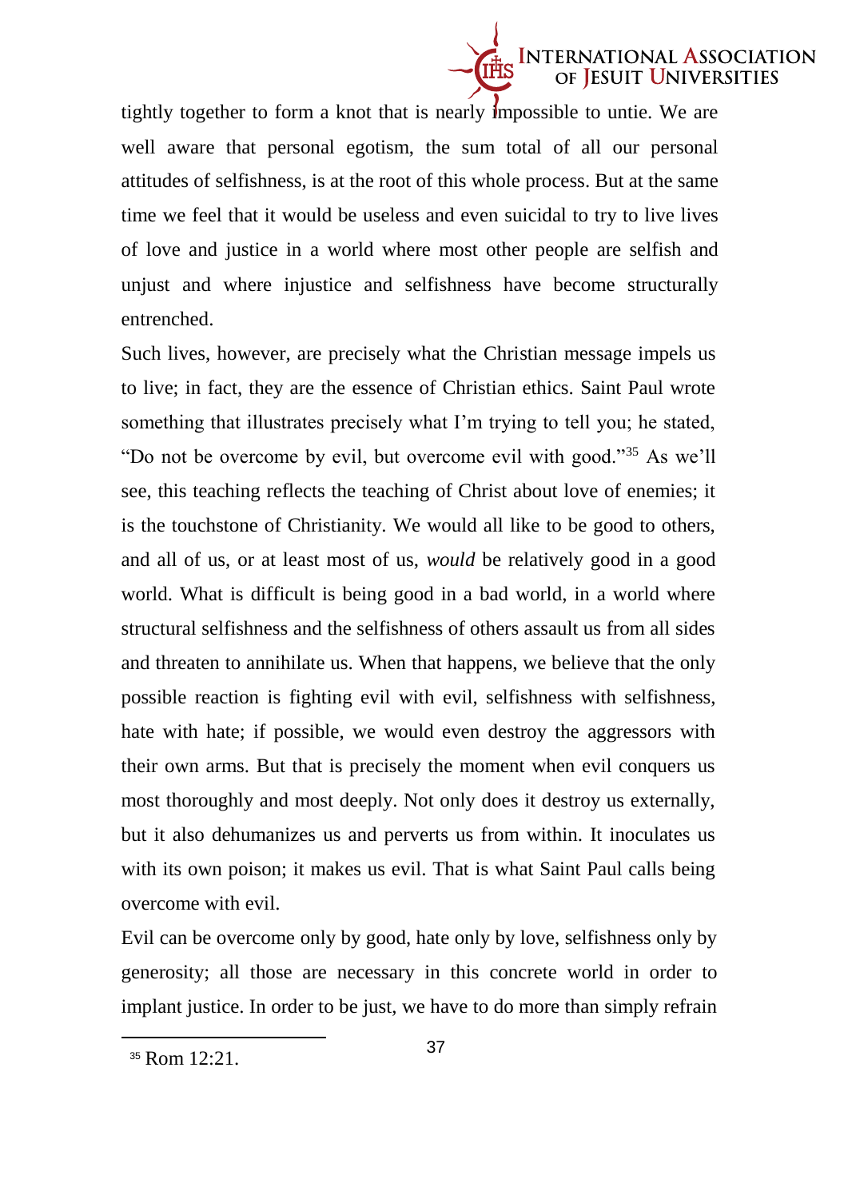tightly together to form a knot that is nearly impossible to untie. We are well aware that personal egotism, the sum total of all our personal attitudes of selfishness, is at the root of this whole process. But at the same time we feel that it would be useless and even suicidal to try to live lives of love and justice in a world where most other people are selfish and unjust and where injustice and selfishness have become structurally entrenched.

Such lives, however, are precisely what the Christian message impels us to live; in fact, they are the essence of Christian ethics. Saint Paul wrote something that illustrates precisely what I'm trying to tell you; he stated, "Do not be overcome by evil, but overcome evil with good."[35] As we'll see, this teaching reflects the teaching of Christ about love of enemies; it is the touchstone of Christianity. We would all like to be good to others, and all of us, or at least most of us, *would* be relatively good in a good world. What is difficult is being good in a bad world, in a world where structural selfishness and the selfishness of others assault us from all sides and threaten to annihilate us. When that happens, we believe that the only possible reaction is fighting evil with evil, selfishness with selfishness, hate with hate; if possible, we would even destroy the aggressors with their own arms. But that is precisely the moment when evil conquers us most thoroughly and most deeply. Not only does it destroy us externally, but it also dehumanizes us and perverts us from within. It inoculates us with its own poison; it makes us evil. That is what Saint Paul calls being overcome with evil.

Evil can be overcome only by good, hate only by love, selfishness only by generosity; all those are necessary in this concrete world in order to implant justice. In order to be just, we have to do more than simply refrain

[35] Rom 12:21.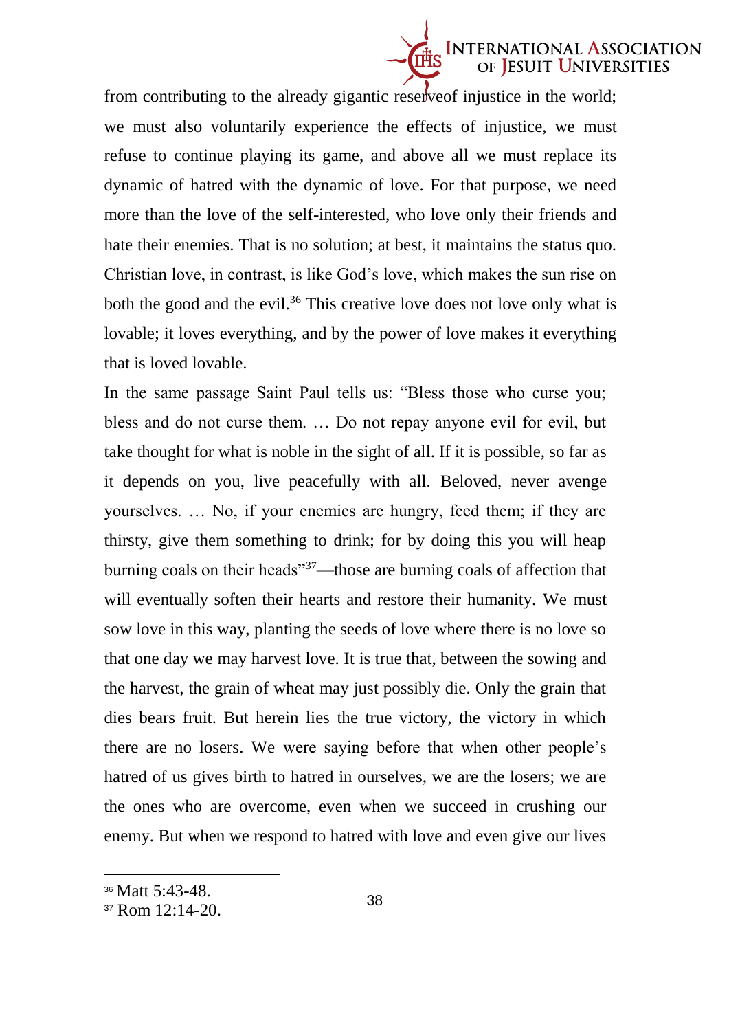from contributing to the already gigantic reserveof injustice in the world; we must also voluntarily experience the effects of injustice, we must refuse to continue playing its game, and above all we must replace its dynamic of hatred with the dynamic of love. For that purpose, we need more than the love of the self-interested, who love only their friends and hate their enemies. That is no solution; at best, it maintains the status quo. Christian love, in contrast, is like God's love, which makes the sun rise on both the good and the evil.[36] This creative love does not love only what is lovable; it loves everything, and by the power of love makes it everything that is loved lovable.

In the same passage Saint Paul tells us: "Bless those who curse you; bless and do not curse them. … Do not repay anyone evil for evil, but take thought for what is noble in the sight of all. If it is possible, so far as it depends on you, live peacefully with all. Beloved, never avenge yourselves. … No, if your enemies are hungry, feed them; if they are thirsty, give them something to drink; for by doing this you will heap burning coals on their heads"[37]—those are burning coals of affection that will eventually soften their hearts and restore their humanity. We must sow love in this way, planting the seeds of love where there is no love so that one day we may harvest love. It is true that, between the sowing and the harvest, the grain of wheat may just possibly die. Only the grain that dies bears fruit. But herein lies the true victory, the victory in which there are no losers. We were saying before that when other people's hatred of us gives birth to hatred in ourselves, we are the losers; we are the ones who are overcome, even when we succeed in crushing our enemy. But when we respond to hatred with love and even give our lives

---

[36] Matt 5:43-48.

[37] Rom 12:14-20.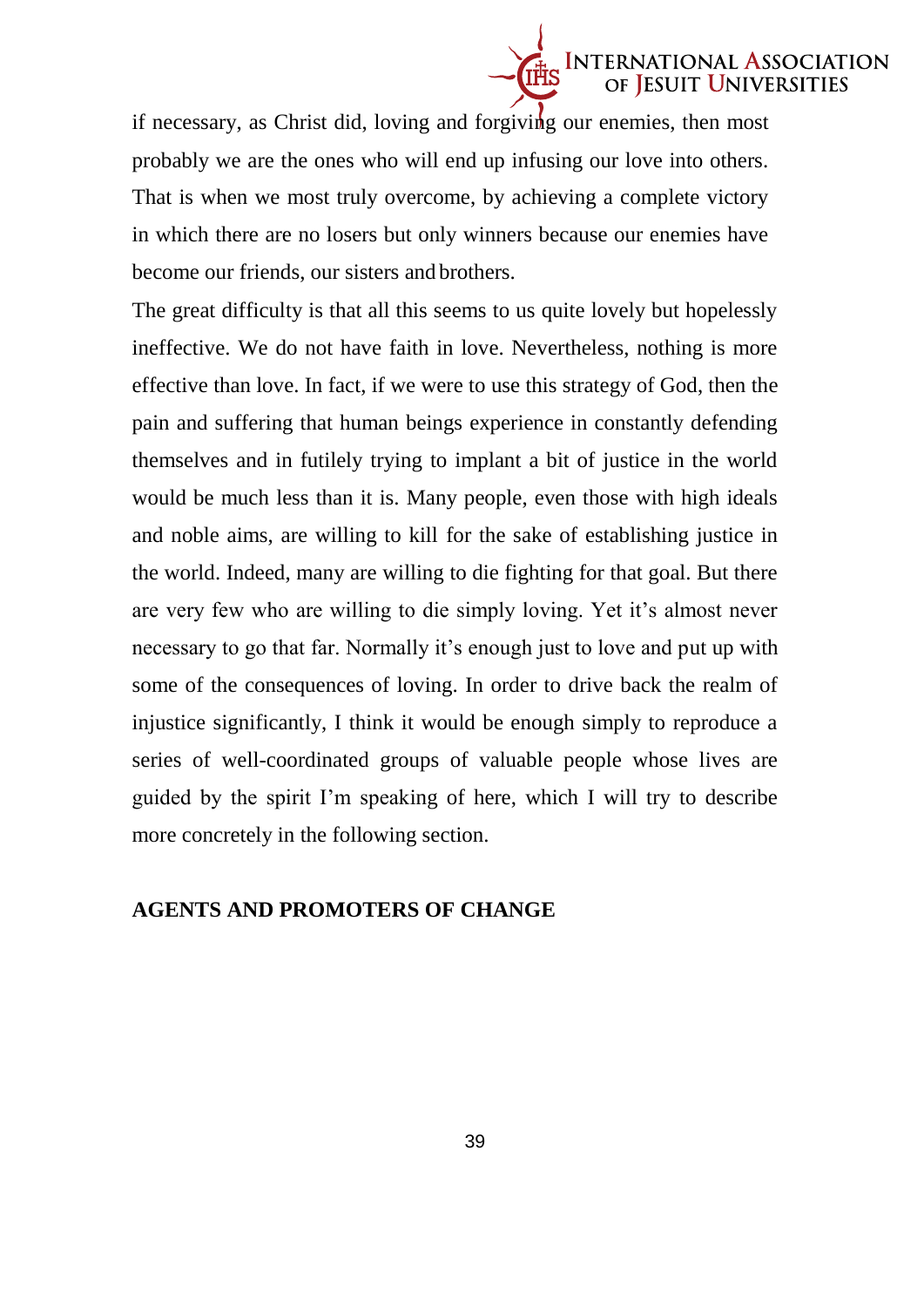if necessary, as Christ did, loving and forgiving our enemies, then most probably we are the ones who will end up infusing our love into others. That is when we most truly overcome, by achieving a complete victory in which there are no losers but only winners because our enemies have become our friends, our sisters and brothers.

The great difficulty is that all this seems to us quite lovely but hopelessly ineffective. We do not have faith in love. Nevertheless, nothing is more effective than love. In fact, if we were to use this strategy of God, then the pain and suffering that human beings experience in constantly defending themselves and in futilely trying to implant a bit of justice in the world would be much less than it is. Many people, even those with high ideals and noble aims, are willing to kill for the sake of establishing justice in the world. Indeed, many are willing to die fighting for that goal. But there are very few who are willing to die simply loving. Yet it's almost never necessary to go that far. Normally it's enough just to love and put up with some of the consequences of loving. In order to drive back the realm of injustice significantly, I think it would be enough simply to reproduce a series of well-coordinated groups of valuable people whose lives are guided by the spirit I'm speaking of here, which I will try to describe more concretely in the following section.

## AGENTS AND PROMOTERS OF CHANGE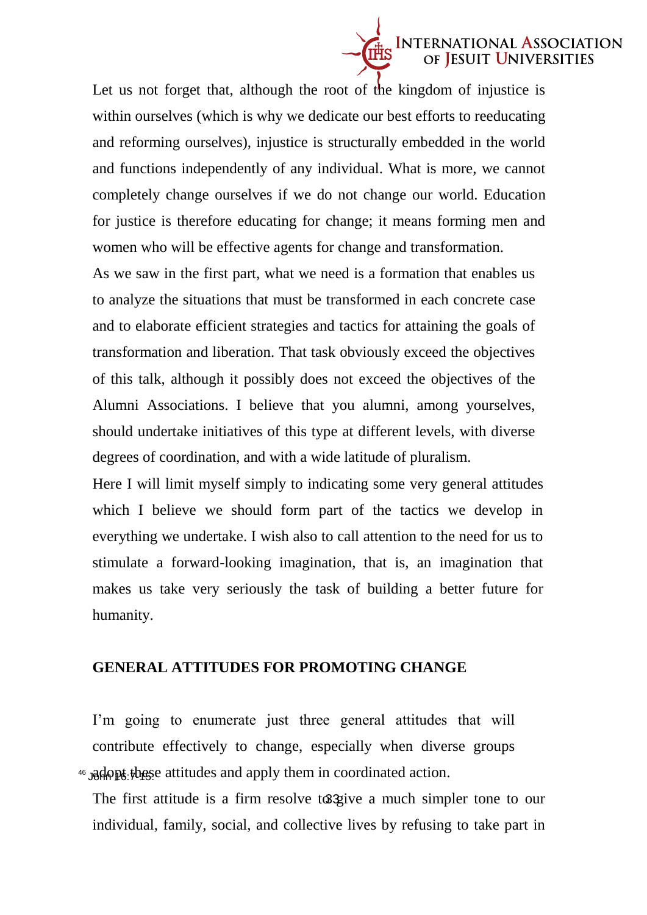Let us not forget that, although the root of the kingdom of injustice is within ourselves (which is why we dedicate our best efforts to reeducating and reforming ourselves), injustice is structurally embedded in the world and functions independently of any individual. What is more, we cannot completely change ourselves if we do not change our world. Education for justice is therefore educating for change; it means forming men and women who will be effective agents for change and transformation.

As we saw in the first part, what we need is a formation that enables us to analyze the situations that must be transformed in each concrete case and to elaborate efficient strategies and tactics for attaining the goals of transformation and liberation. That task obviously exceed the objectives of this talk, although it possibly does not exceed the objectives of the Alumni Associations. I believe that you alumni, among yourselves, should undertake initiatives of this type at different levels, with diverse degrees of coordination, and with a wide latitude of pluralism.

Here I will limit myself simply to indicating some very general attitudes which I believe we should form part of the tactics we develop in everything we undertake. I wish also to call attention to the need for us to stimulate a forward-looking imagination, that is, an imagination that makes us take very seriously the task of building a better future for humanity.

## GENERAL ATTITUDES FOR PROMOTING CHANGE

I'm going to enumerate just three general attitudes that will contribute effectively to change, especially when diverse groups adopt these attitudes and apply them in coordinated action.

The first attitude is a firm resolve to give a much simpler tone to our individual, family, social, and collective lives by refusing to take part in

[46] John 16:7-15.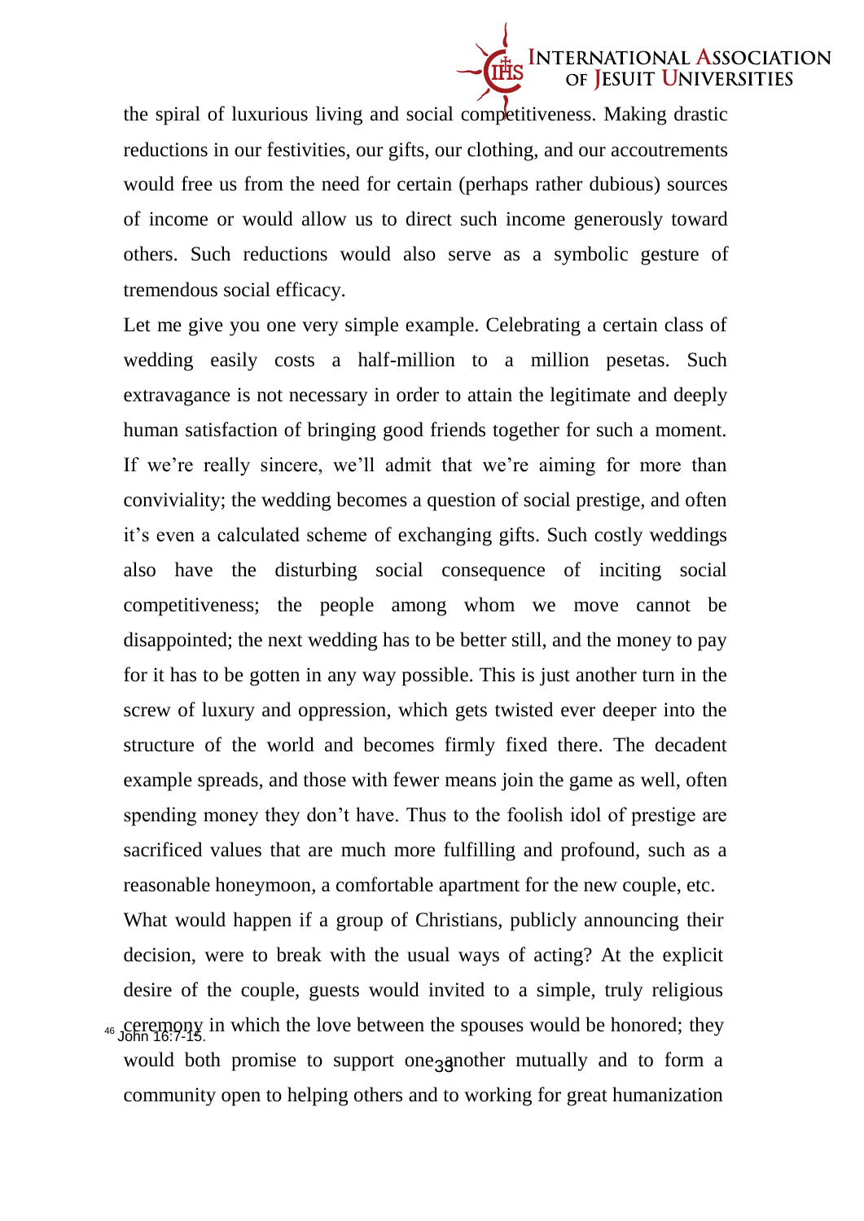the spiral of luxurious living and social competitiveness. Making drastic reductions in our festivities, our gifts, our clothing, and our accoutrements would free us from the need for certain (perhaps rather dubious) sources of income or would allow us to direct such income generously toward others. Such reductions would also serve as a symbolic gesture of tremendous social efficacy.

Let me give you one very simple example. Celebrating a certain class of wedding easily costs a half-million to a million pesetas. Such extravagance is not necessary in order to attain the legitimate and deeply human satisfaction of bringing good friends together for such a moment. If we're really sincere, we'll admit that we're aiming for more than conviviality; the wedding becomes a question of social prestige, and often it's even a calculated scheme of exchanging gifts. Such costly weddings also have the disturbing social consequence of inciting social competitiveness; the people among whom we move cannot be disappointed; the next wedding has to be better still, and the money to pay for it has to be gotten in any way possible. This is just another turn in the screw of luxury and oppression, which gets twisted ever deeper into the structure of the world and becomes firmly fixed there. The decadent example spreads, and those with fewer means join the game as well, often spending money they don't have. Thus to the foolish idol of prestige are sacrificed values that are much more fulfilling and profound, such as a reasonable honeymoon, a comfortable apartment for the new couple, etc.

What would happen if a group of Christians, publicly announcing their decision, were to break with the usual ways of acting? At the explicit desire of the couple, guests would invited to a simple, truly religious ceremony in which the love between the spouses would be honored; they would both promise to support one another mutually and to form a community open to helping others and to working for great humanization

[46] John 16:7-15.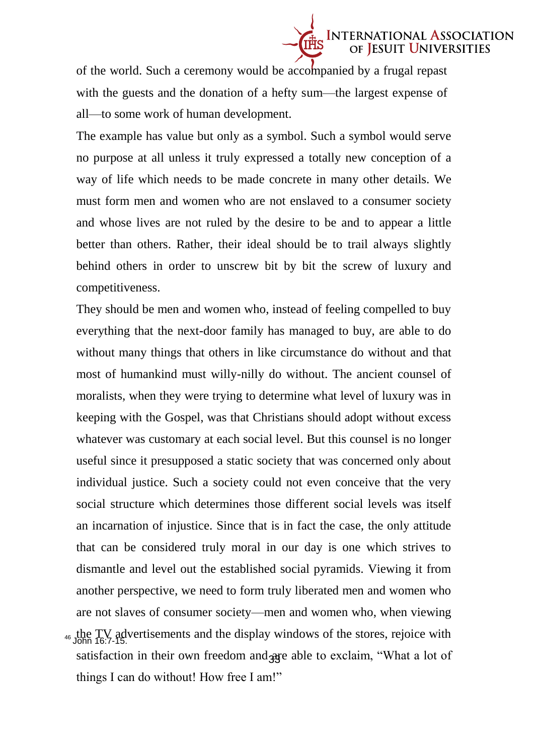of the world. Such a ceremony would be accompanied by a frugal repast with the guests and the donation of a hefty sum—the largest expense of all—to some work of human development.

The example has value but only as a symbol. Such a symbol would serve no purpose at all unless it truly expressed a totally new conception of a way of life which needs to be made concrete in many other details. We must form men and women who are not enslaved to a consumer society and whose lives are not ruled by the desire to be and to appear a little better than others. Rather, their ideal should be to trail always slightly behind others in order to unscrew bit by bit the screw of luxury and competitiveness.

They should be men and women who, instead of feeling compelled to buy everything that the next-door family has managed to buy, are able to do without many things that others in like circumstance do without and that most of humankind must willy-nilly do without. The ancient counsel of moralists, when they were trying to determine what level of luxury was in keeping with the Gospel, was that Christians should adopt without excess whatever was customary at each social level. But this counsel is no longer useful since it presupposed a static society that was concerned only about individual justice. Such a society could not even conceive that the very social structure which determines those different social levels was itself an incarnation of injustice. Since that is in fact the case, the only attitude that can be considered truly moral in our day is one which strives to dismantle and level out the established social pyramids. Viewing it from another perspective, we need to form truly liberated men and women who are not slaves of consumer society—men and women who, when viewing the TV advertisements and the display windows of the stores, rejoice with satisfaction in their own freedom and are able to exclaim, "What a lot of things I can do without! How free I am!"

[46] John 16:7-15.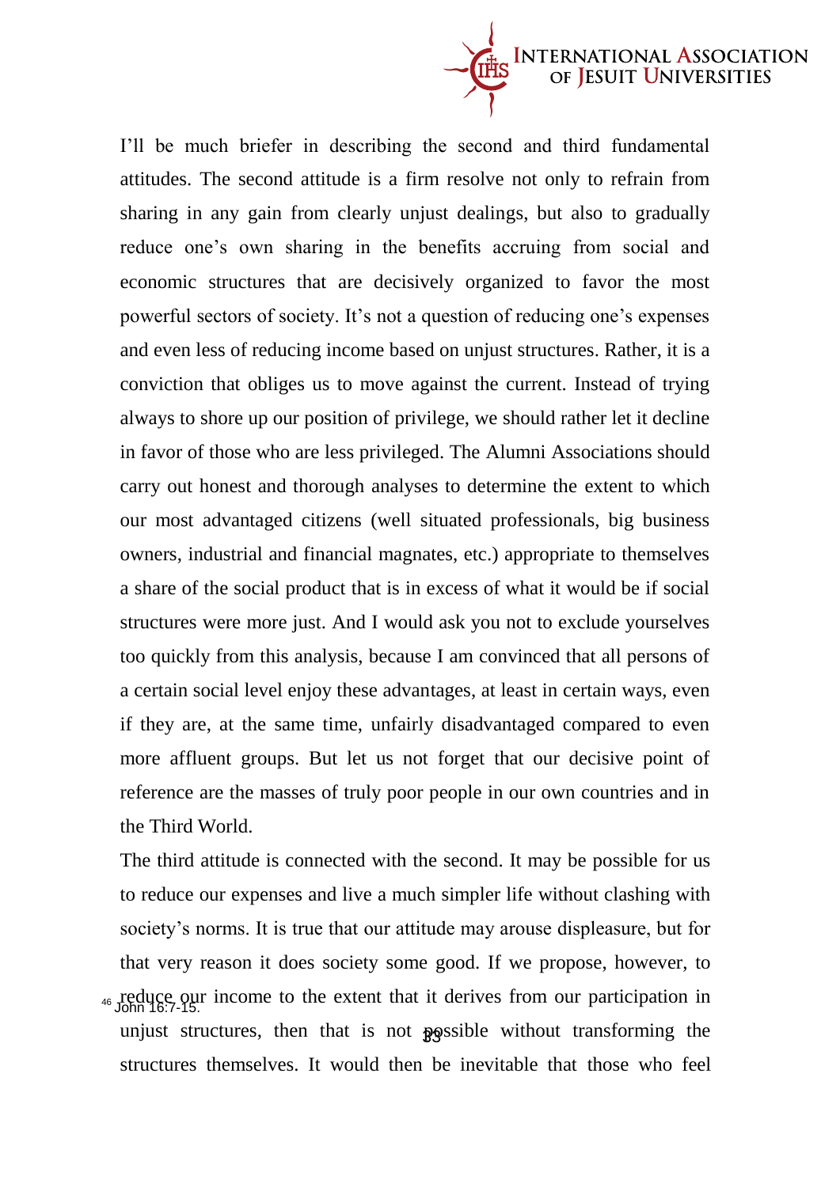I'll be much briefer in describing the second and third fundamental attitudes. The second attitude is a firm resolve not only to refrain from sharing in any gain from clearly unjust dealings, but also to gradually reduce one's own sharing in the benefits accruing from social and economic structures that are decisively organized to favor the most powerful sectors of society. It's not a question of reducing one's expenses and even less of reducing income based on unjust structures. Rather, it is a conviction that obliges us to move against the current. Instead of trying always to shore up our position of privilege, we should rather let it decline in favor of those who are less privileged. The Alumni Associations should carry out honest and thorough analyses to determine the extent to which our most advantaged citizens (well situated professionals, big business owners, industrial and financial magnates, etc.) appropriate to themselves a share of the social product that is in excess of what it would be if social structures were more just. And I would ask you not to exclude yourselves too quickly from this analysis, because I am convinced that all persons of a certain social level enjoy these advantages, at least in certain ways, even if they are, at the same time, unfairly disadvantaged compared to even more affluent groups. But let us not forget that our decisive point of reference are the masses of truly poor people in our own countries and in the Third World.

The third attitude is connected with the second. It may be possible for us to reduce our expenses and live a much simpler life without clashing with society's norms. It is true that our attitude may arouse displeasure, but for that very reason it does society some good. If we propose, however, to reduce our income to the extent that it derives from our participation in unjust structures, then that is not possible without transforming the structures themselves. It would then be inevitable that those who feel

[46] John 16:7-15.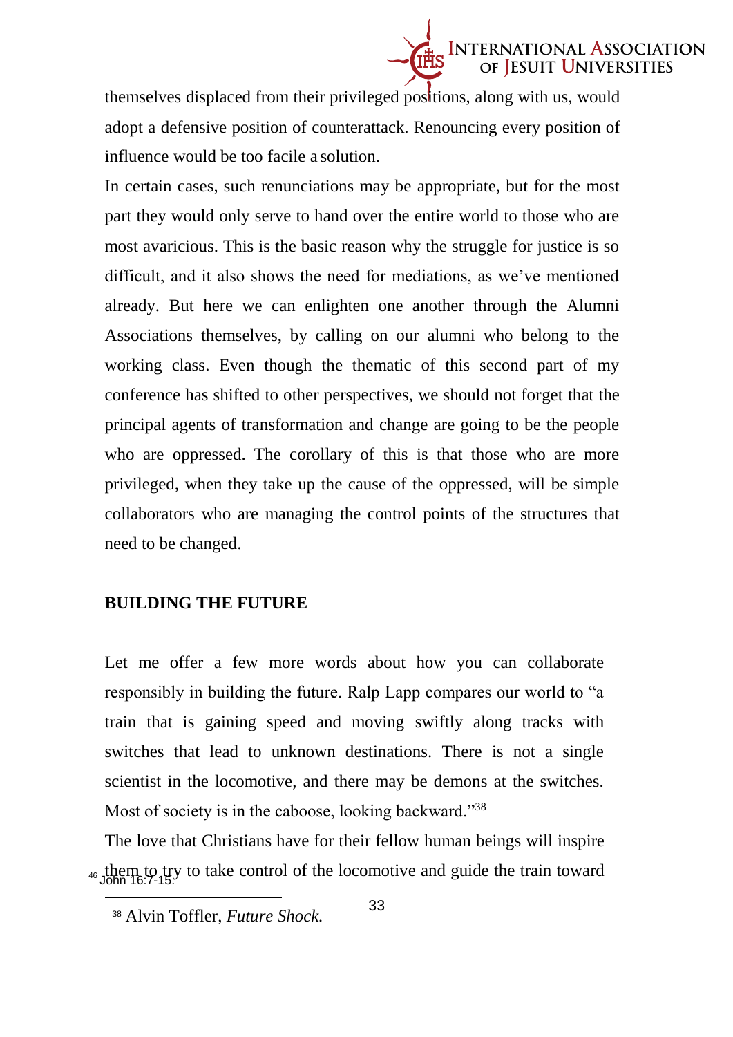themselves displaced from their privileged positions, along with us, would adopt a defensive position of counterattack. Renouncing every position of influence would be too facile a solution.

In certain cases, such renunciations may be appropriate, but for the most part they would only serve to hand over the entire world to those who are most avaricious. This is the basic reason why the struggle for justice is so difficult, and it also shows the need for mediations, as we've mentioned already. But here we can enlighten one another through the Alumni Associations themselves, by calling on our alumni who belong to the working class. Even though the thematic of this second part of my conference has shifted to other perspectives, we should not forget that the principal agents of transformation and change are going to be the people who are oppressed. The corollary of this is that those who are more privileged, when they take up the cause of the oppressed, will be simple collaborators who are managing the control points of the structures that need to be changed.

## BUILDING THE FUTURE

Let me offer a few more words about how you can collaborate responsibly in building the future. Ralp Lapp compares our world to "a train that is gaining speed and moving swiftly along tracks with switches that lead to unknown destinations. There is not a single scientist in the locomotive, and there may be demons at the switches. Most of society is in the caboose, looking backward."[38]

The love that Christians have for their fellow human beings will inspire them to try to take control of the locomotive and guide the train toward

[46] John 16:7-15.

[38] Alvin Toffler, *Future Shock.*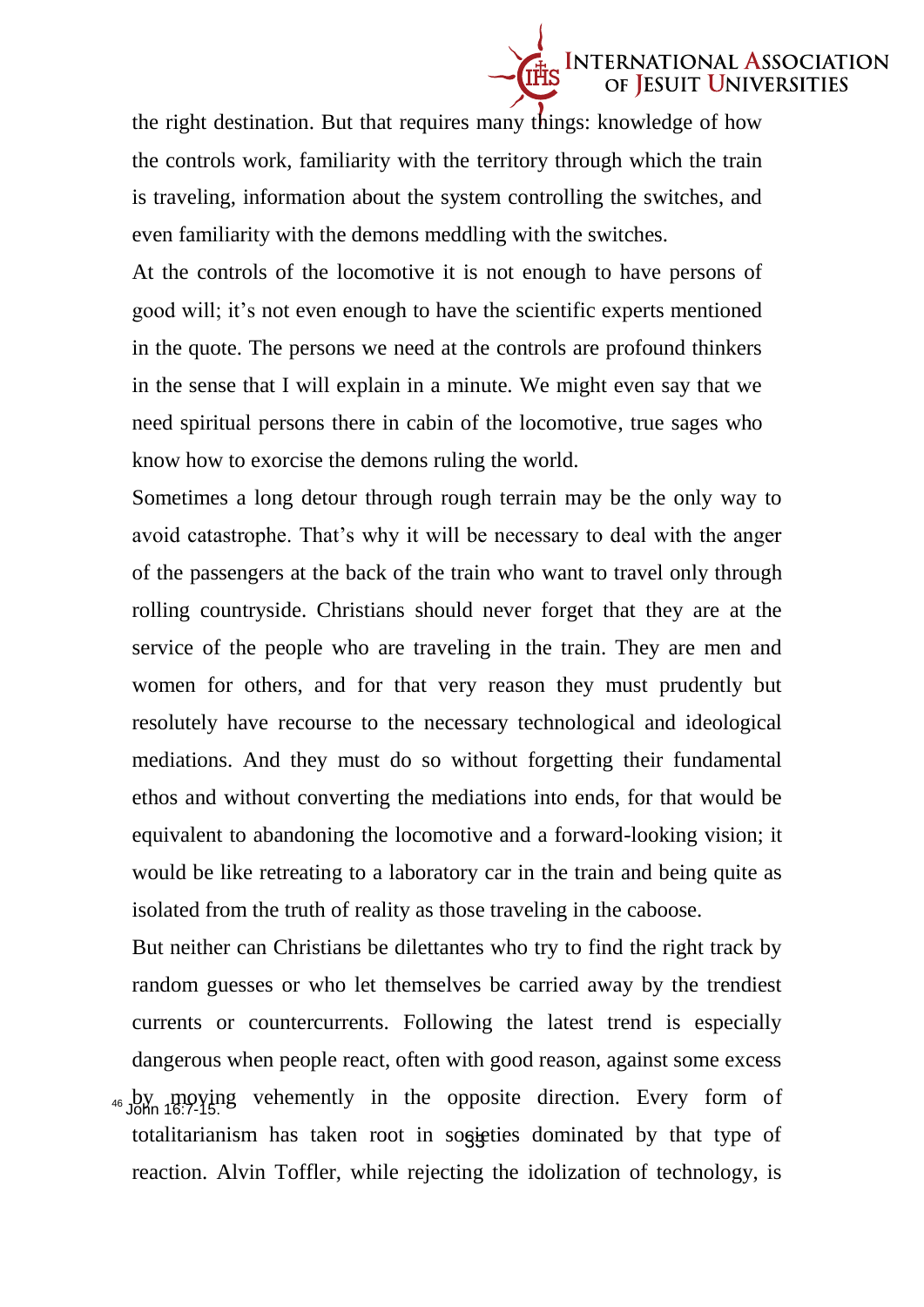the right destination. But that requires many things: knowledge of how the controls work, familiarity with the territory through which the train is traveling, information about the system controlling the switches, and even familiarity with the demons meddling with the switches.

At the controls of the locomotive it is not enough to have persons of good will; it's not even enough to have the scientific experts mentioned in the quote. The persons we need at the controls are profound thinkers in the sense that I will explain in a minute. We might even say that we need spiritual persons there in cabin of the locomotive, true sages who know how to exorcise the demons ruling the world.

Sometimes a long detour through rough terrain may be the only way to avoid catastrophe. That's why it will be necessary to deal with the anger of the passengers at the back of the train who want to travel only through rolling countryside. Christians should never forget that they are at the service of the people who are traveling in the train. They are men and women for others, and for that very reason they must prudently but resolutely have recourse to the necessary technological and ideological mediations. And they must do so without forgetting their fundamental ethos and without converting the mediations into ends, for that would be equivalent to abandoning the locomotive and a forward-looking vision; it would be like retreating to a laboratory car in the train and being quite as isolated from the truth of reality as those traveling in the caboose.

But neither can Christians be dilettantes who try to find the right track by random guesses or who let themselves be carried away by the trendiest currents or countercurrents. Following the latest trend is especially dangerous when people react, often with good reason, against some excess by moving vehemently in the opposite direction. Every form of totalitarianism has taken root in societies dominated by that type of reaction. Alvin Toffler, while rejecting the idolization of technology, is

[46] John 16:7-15.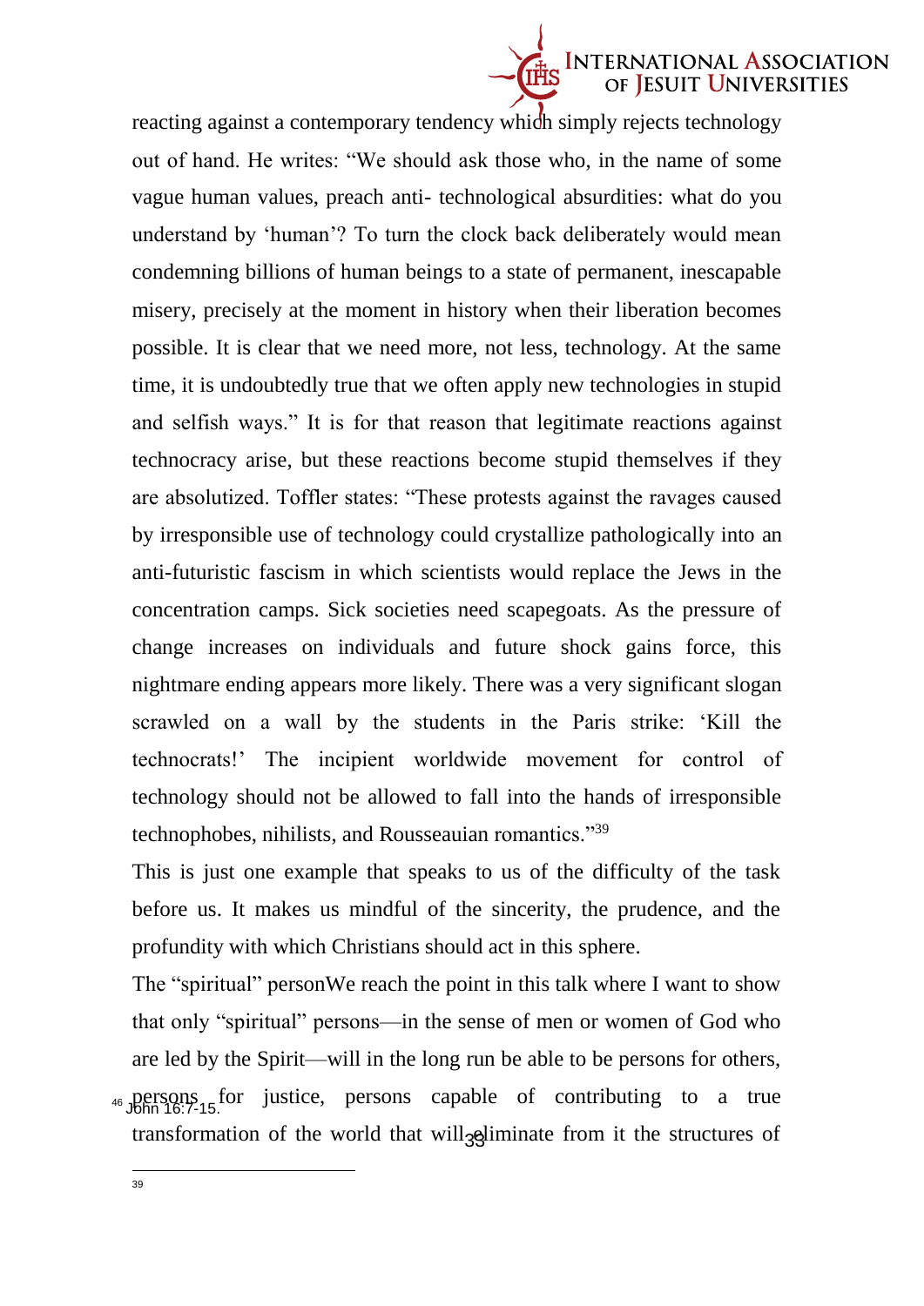reacting against a contemporary tendency which simply rejects technology out of hand. He writes: "We should ask those who, in the name of some vague human values, preach anti- technological absurdities: what do you understand by 'human'? To turn the clock back deliberately would mean condemning billions of human beings to a state of permanent, inescapable misery, precisely at the moment in history when their liberation becomes possible. It is clear that we need more, not less, technology. At the same time, it is undoubtedly true that we often apply new technologies in stupid and selfish ways." It is for that reason that legitimate reactions against technocracy arise, but these reactions become stupid themselves if they are absolutized. Toffler states: "These protests against the ravages caused by irresponsible use of technology could crystallize pathologically into an anti-futuristic fascism in which scientists would replace the Jews in the concentration camps. Sick societies need scapegoats. As the pressure of change increases on individuals and future shock gains force, this nightmare ending appears more likely. There was a very significant slogan scrawled on a wall by the students in the Paris strike: 'Kill the technocrats!' The incipient worldwide movement for control of technology should not be allowed to fall into the hands of irresponsible technophobes, nihilists, and Rousseauian romantics."[39]

This is just one example that speaks to us of the difficulty of the task before us. It makes us mindful of the sincerity, the prudence, and the profundity with which Christians should act in this sphere.

The "spiritual" personWe reach the point in this talk where I want to show that only "spiritual" persons—in the sense of men or women of God who are led by the Spirit—will in the long run be able to be persons for others, persons for justice, persons capable of contributing to a true transformation of the world that will eliminate from it the structures of

[46] John 16:7-15.

[39]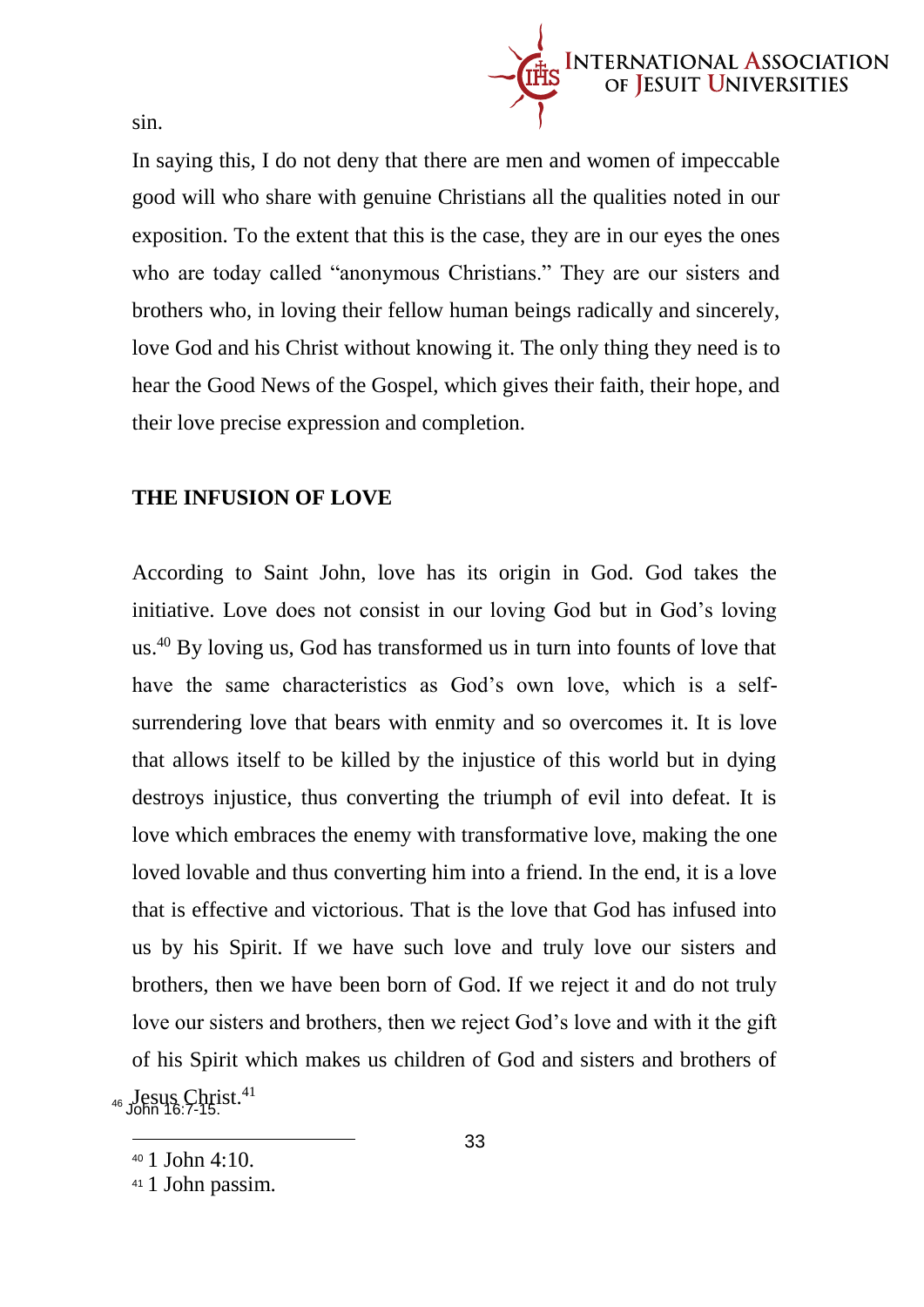sin.

In saying this, I do not deny that there are men and women of impeccable good will who share with genuine Christians all the qualities noted in our exposition. To the extent that this is the case, they are in our eyes the ones who are today called “anonymous Christians.” They are our sisters and brothers who, in loving their fellow human beings radically and sincerely, love God and his Christ without knowing it. The only thing they need is to hear the Good News of the Gospel, which gives their faith, their hope, and their love precise expression and completion.

**THE INFUSION OF LOVE**

According to Saint John, love has its origin in God. God takes the initiative. Love does not consist in our loving God but in God’s loving us.[40] By loving us, God has transformed us in turn into founts of love that have the same characteristics as God’s own love, which is a self-surrendering love that bears with enmity and so overcomes it. It is love that allows itself to be killed by the injustice of this world but in dying destroys injustice, thus converting the triumph of evil into defeat. It is love which embraces the enemy with transformative love, making the one loved lovable and thus converting him into a friend. In the end, it is a love that is effective and victorious. That is the love that God has infused into us by his Spirit. If we have such love and truly love our sisters and brothers, then we have been born of God. If we reject it and do not truly love our sisters and brothers, then we reject God’s love and with it the gift of his Spirit which makes us children of God and sisters and brothers of Jesus Christ.[41]

[46] John 16:7-15.

[40] 1 John 4:10.

[41] 1 John passim.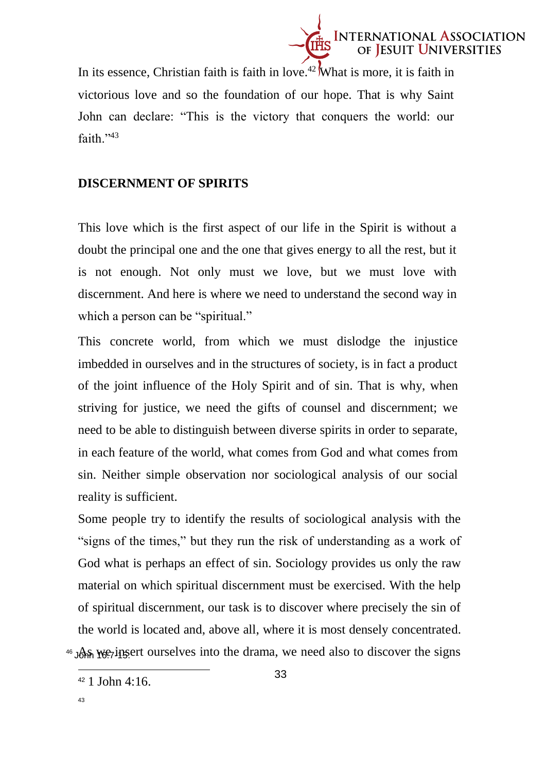In its essence, Christian faith is faith in love.[42] What is more, it is faith in victorious love and so the foundation of our hope. That is why Saint John can declare: "This is the victory that conquers the world: our faith."[43]

## DISCERNMENT OF SPIRITS

This love which is the first aspect of our life in the Spirit is without a doubt the principal one and the one that gives energy to all the rest, but it is not enough. Not only must we love, but we must love with discernment. And here is where we need to understand the second way in which a person can be "spiritual."

This concrete world, from which we must dislodge the injustice imbedded in ourselves and in the structures of society, is in fact a product of the joint influence of the Holy Spirit and of sin. That is why, when striving for justice, we need the gifts of counsel and discernment; we need to be able to distinguish between diverse spirits in order to separate, in each feature of the world, what comes from God and what comes from sin. Neither simple observation nor sociological analysis of our social reality is sufficient.

Some people try to identify the results of sociological analysis with the "signs of the times," but they run the risk of understanding as a work of God what is perhaps an effect of sin. Sociology provides us only the raw material on which spiritual discernment must be exercised. With the help of spiritual discernment, our task is to discover where precisely the sin of the world is located and, above all, where it is most densely concentrated. As we insert ourselves into the drama, we need also to discover the signs

[46] John 16:7-15.

---

[42] 1 John 4:16.

[43]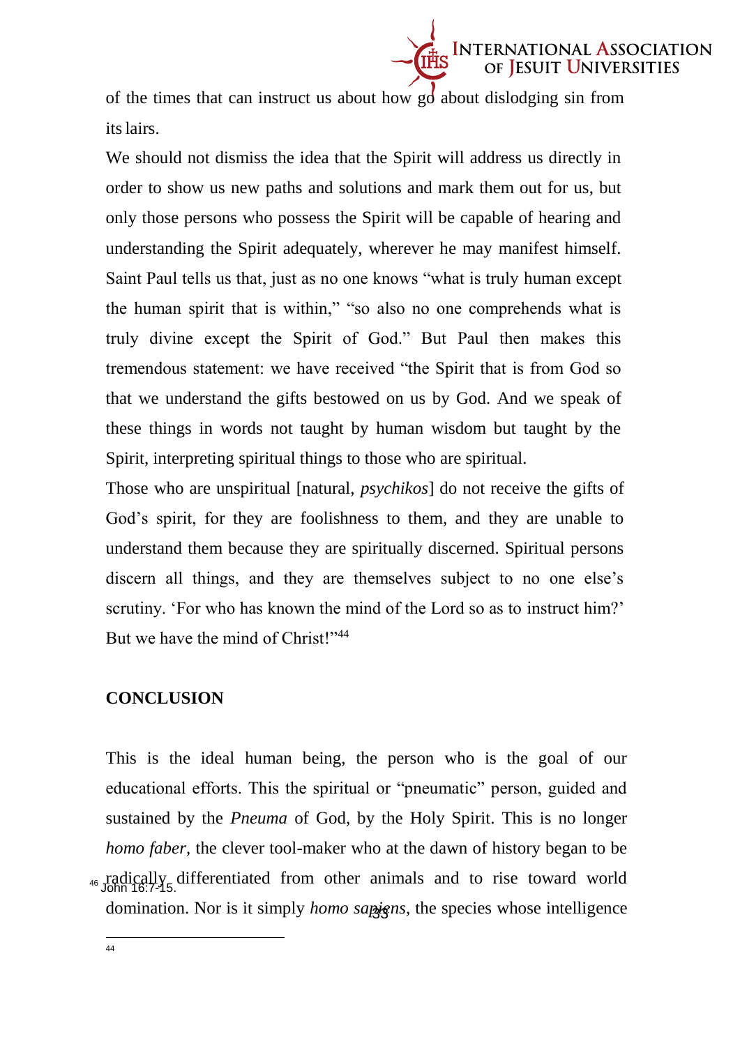of the times that can instruct us about how go about dislodging sin from its lairs.

We should not dismiss the idea that the Spirit will address us directly in order to show us new paths and solutions and mark them out for us, but only those persons who possess the Spirit will be capable of hearing and understanding the Spirit adequately, wherever he may manifest himself. Saint Paul tells us that, just as no one knows "what is truly human except the human spirit that is within," "so also no one comprehends what is truly divine except the Spirit of God." But Paul then makes this tremendous statement: we have received "the Spirit that is from God so that we understand the gifts bestowed on us by God. And we speak of these things in words not taught by human wisdom but taught by the Spirit, interpreting spiritual things to those who are spiritual.

Those who are unspiritual [natural, *psychikos*] do not receive the gifts of God's spirit, for they are foolishness to them, and they are unable to understand them because they are spiritually discerned. Spiritual persons discern all things, and they are themselves subject to no one else's scrutiny. 'For who has known the mind of the Lord so as to instruct him?' But we have the mind of Christ!"[44]

## CONCLUSION

This is the ideal human being, the person who is the goal of our educational efforts. This the spiritual or "pneumatic" person, guided and sustained by the *Pneuma* of God, by the Holy Spirit. This is no longer *homo faber,* the clever tool-maker who at the dawn of history began to be radically differentiated from other animals and to rise toward world domination. Nor is it simply *homo sapiens,* the species whose intelligence

[46] John 16:7-15.

[44]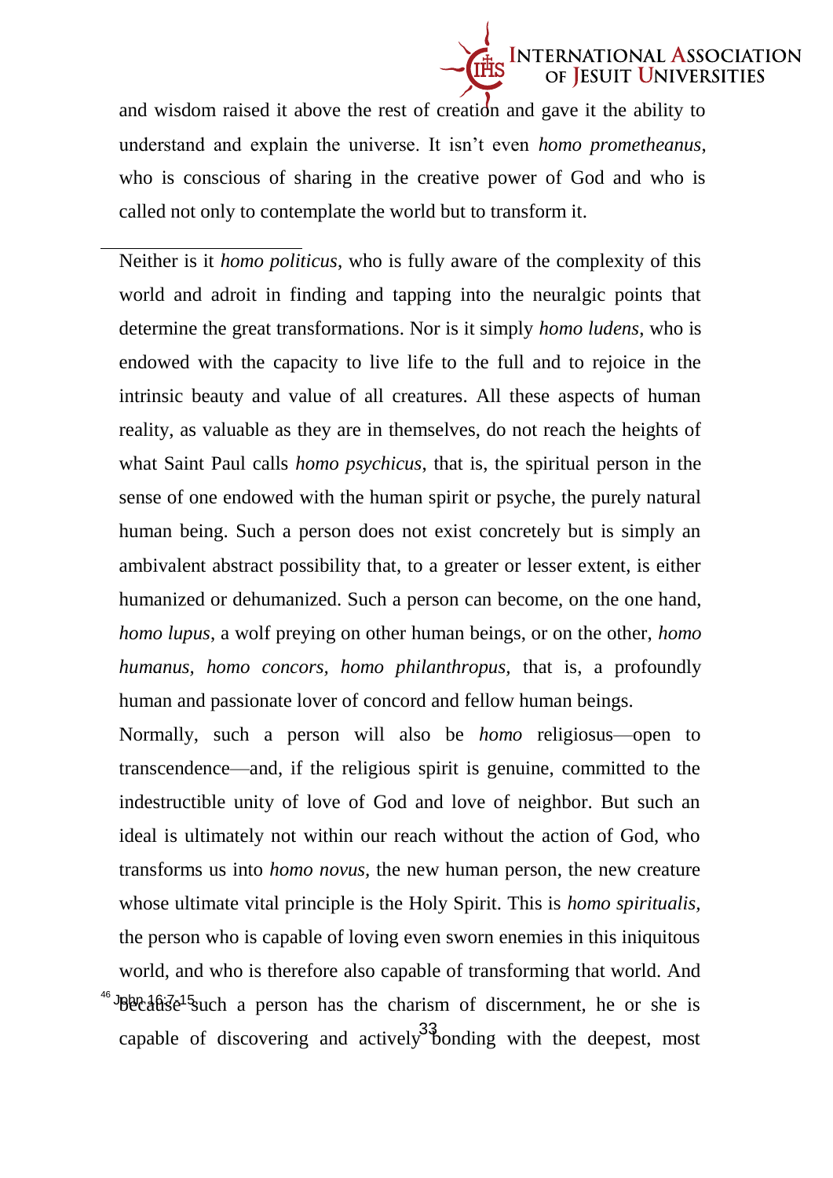and wisdom raised it above the rest of creation and gave it the ability to understand and explain the universe. It isn't even *homo prometheanus*, who is conscious of sharing in the creative power of God and who is called not only to contemplate the world but to transform it.

Neither is it *homo politicus*, who is fully aware of the complexity of this world and adroit in finding and tapping into the neuralgic points that determine the great transformations. Nor is it simply *homo ludens*, who is endowed with the capacity to live life to the full and to rejoice in the intrinsic beauty and value of all creatures. All these aspects of human reality, as valuable as they are in themselves, do not reach the heights of what Saint Paul calls *homo psychicus*, that is, the spiritual person in the sense of one endowed with the human spirit or psyche, the purely natural human being. Such a person does not exist concretely but is simply an ambivalent abstract possibility that, to a greater or lesser extent, is either humanized or dehumanized. Such a person can become, on the one hand, *homo lupus*, a wolf preying on other human beings, or on the other, *homo humanus, homo concors, homo philanthropus*, that is, a profoundly human and passionate lover of concord and fellow human beings.

Normally, such a person will also be *homo* religiosus—open to transcendence—and, if the religious spirit is genuine, committed to the indestructible unity of love of God and love of neighbor. But such an ideal is ultimately not within our reach without the action of God, who transforms us into *homo novus*, the new human person, the new creature whose ultimate vital principle is the Holy Spirit. This is *homo spiritualis*, the person who is capable of loving even sworn enemies in this iniquitous world, and who is therefore also capable of transforming that world. And because such a person has the charism of discernment, he or she is capable of discovering and actively bonding with the deepest, most

[46] John 16:7-15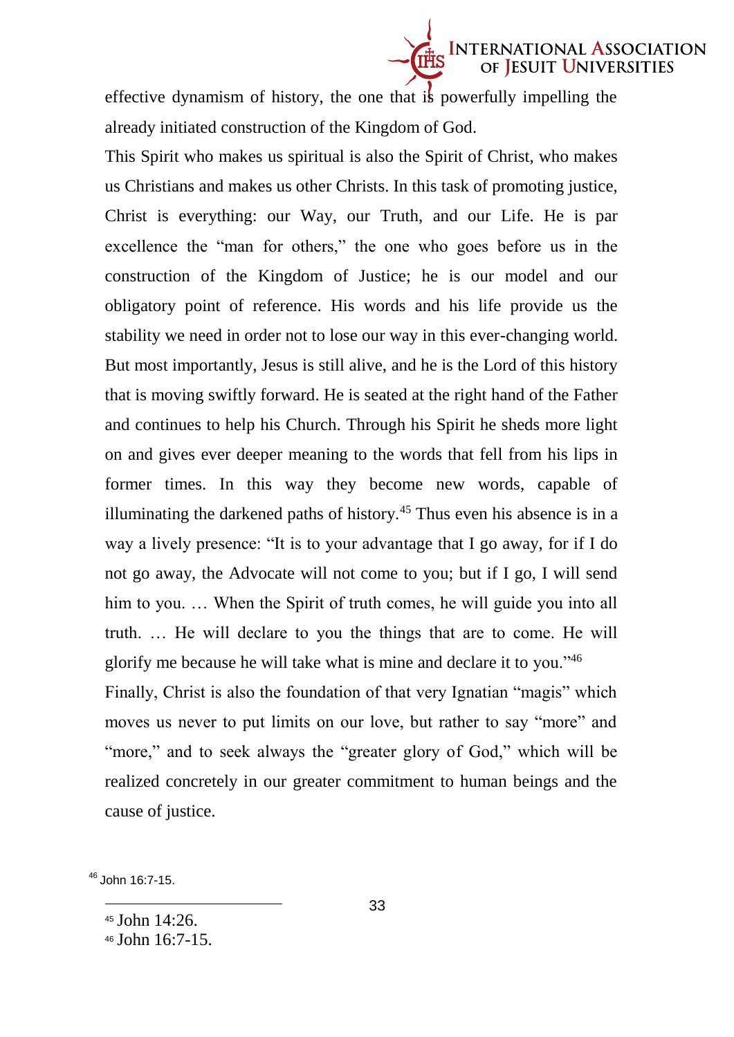effective dynamism of history, the one that is powerfully impelling the already initiated construction of the Kingdom of God.

This Spirit who makes us spiritual is also the Spirit of Christ, who makes us Christians and makes us other Christs. In this task of promoting justice, Christ is everything: our Way, our Truth, and our Life. He is par excellence the "man for others," the one who goes before us in the construction of the Kingdom of Justice; he is our model and our obligatory point of reference. His words and his life provide us the stability we need in order not to lose our way in this ever-changing world. But most importantly, Jesus is still alive, and he is the Lord of this history that is moving swiftly forward. He is seated at the right hand of the Father and continues to help his Church. Through his Spirit he sheds more light on and gives ever deeper meaning to the words that fell from his lips in former times. In this way they become new words, capable of illuminating the darkened paths of history.[45] Thus even his absence is in a way a lively presence: "It is to your advantage that I go away, for if I do not go away, the Advocate will not come to you; but if I go, I will send him to you. … When the Spirit of truth comes, he will guide you into all truth. … He will declare to you the things that are to come. He will glorify me because he will take what is mine and declare it to you."[46]

Finally, Christ is also the foundation of that very Ignatian "magis" which moves us never to put limits on our love, but rather to say "more" and "more," and to seek always the "greater glory of God," which will be realized concretely in our greater commitment to human beings and the cause of justice.

[46] John 16:7-15.

[45] John 14:26.
[46] John 16:7-15.